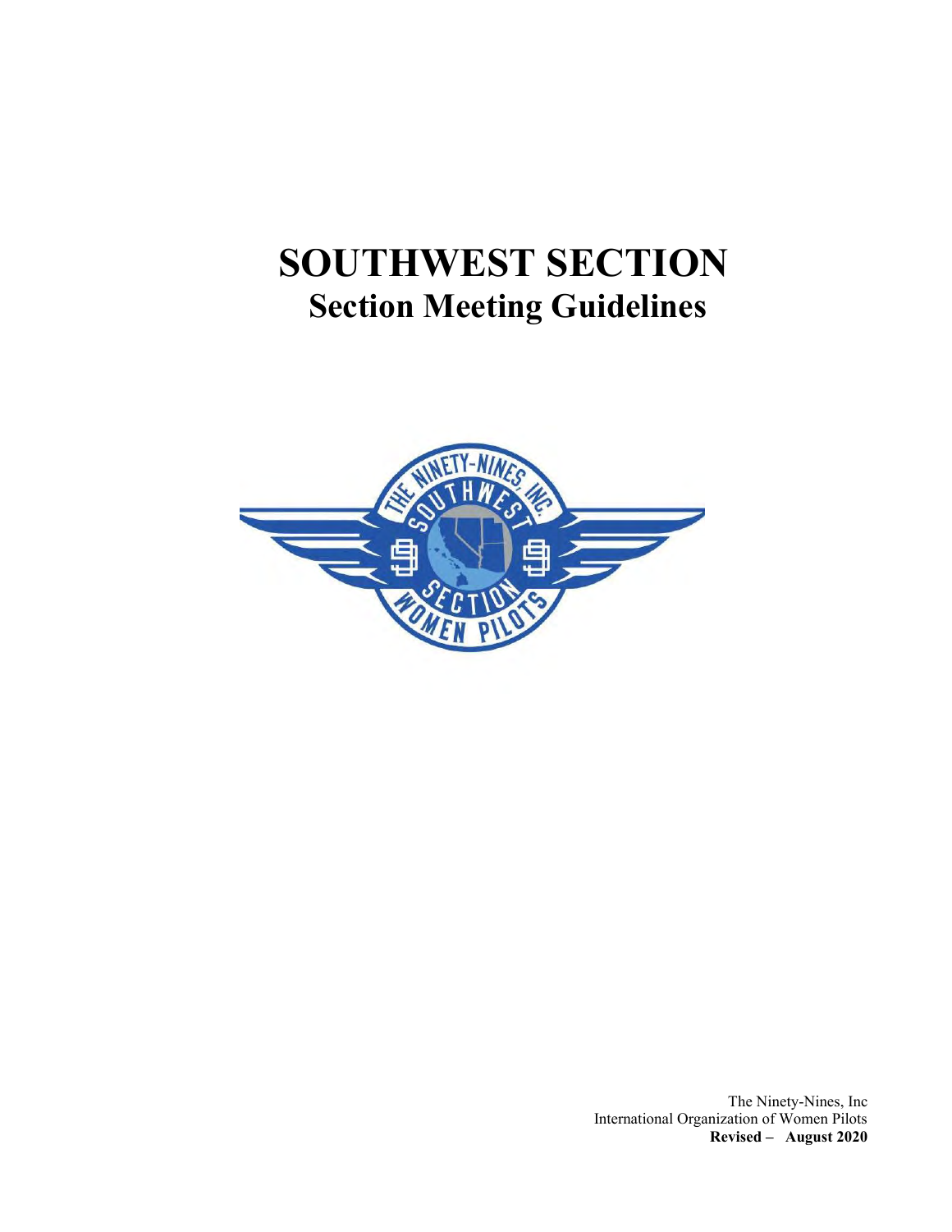# SOUTHWEST SECTION

## Section Meeting Guidelines

The Ninety-Nines, Inc
International Organization of Women Pilots
**Revised – August 2020**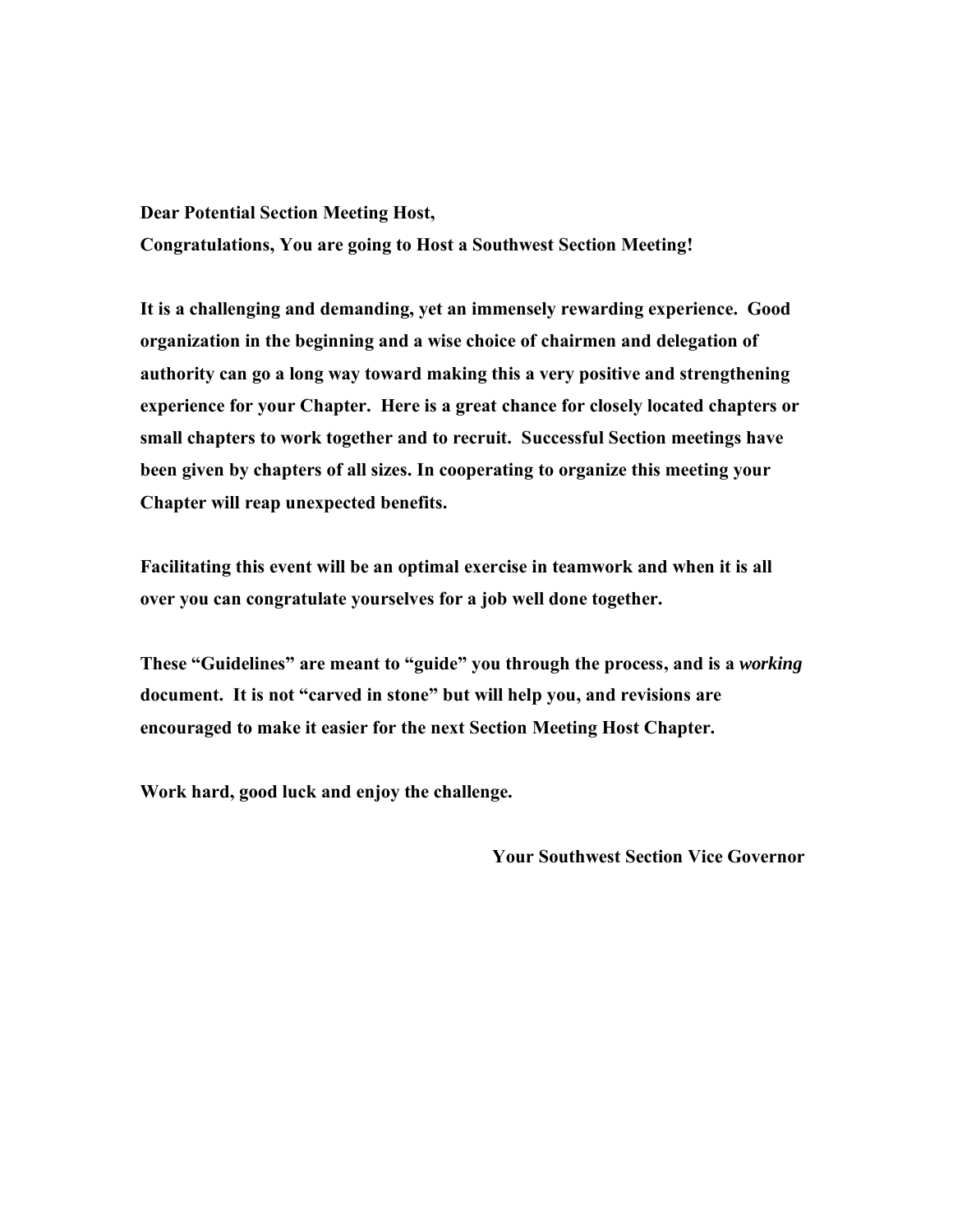**Dear Potential Section Meeting Host,**

**Congratulations, You are going to Host a Southwest Section Meeting!**

**It is a challenging and demanding, yet an immensely rewarding experience. Good organization in the beginning and a wise choice of chairmen and delegation of authority can go a long way toward making this a very positive and strengthening experience for your Chapter. Here is a great chance for closely located chapters or small chapters to work together and to recruit. Successful Section meetings have been given by chapters of all sizes. In cooperating to organize this meeting your Chapter will reap unexpected benefits.**

**Facilitating this event will be an optimal exercise in teamwork and when it is all over you can congratulate yourselves for a job well done together.**

**These "Guidelines" are meant to "guide" you through the process, and is a *working* document. It is not "carved in stone" but will help you, and revisions are encouraged to make it easier for the next Section Meeting Host Chapter.**

**Work hard, good luck and enjoy the challenge.**

**Your Southwest Section Vice Governor**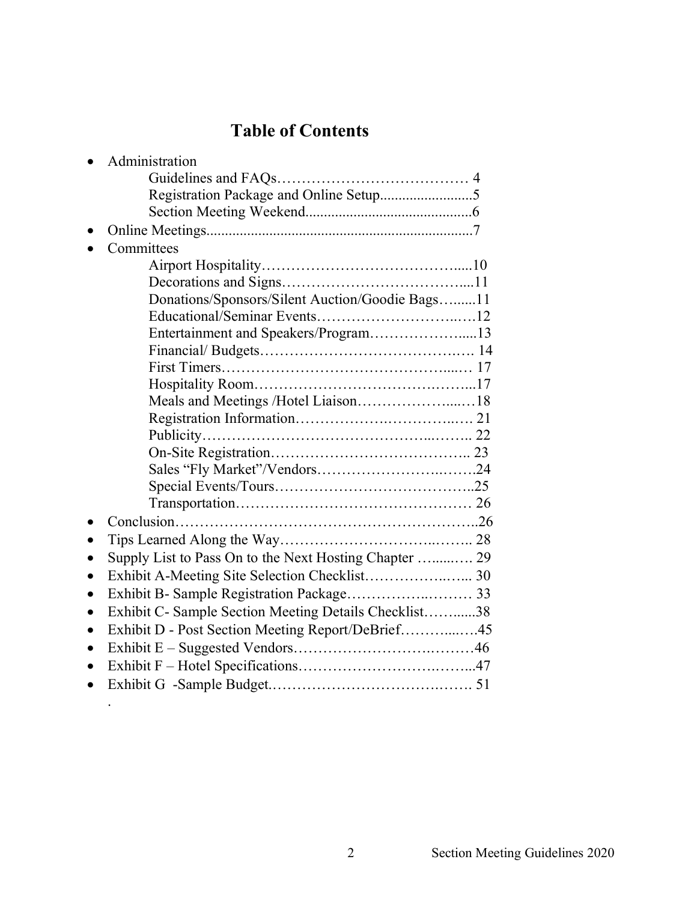# Table of Contents

- Administration
  - Guidelines and FAQs………………………………… 4
  - Registration Package and Online Setup.........................5
  - Section Meeting Weekend............................................6
- Online Meetings.......................................................................7
- Committees
  - Airport Hospitality…………………………………….....10
  - Decorations and Signs………………………………....11
  - Donations/Sponsors/Silent Auction/Goodie Bags…......11
  - Educational/Seminar Events……………………….….12
  - Entertainment and Speakers/Program……………….....13
  - Financial/ Budgets………………………………….…. 14
  - First Timers……………………………………….....… 17
  - Hospitality Room……………………………….……...17
  - Meals and Meetings /Hotel Liaison………………....…18
  - Registration Information…………….…………..…. 21
  - Publicity………………………………………...…….. 22
  - On-Site Registration………………………………….. 23
  - Sales "Fly Market"/Vendors…………………….…….24
  - Special Events/Tours…………………………………..25
  - Transportation………………………………………… 26
- Conclusion……………………………………………………..26
- Tips Learned Along the Way……………………….…….. 28
- Supply List to Pass On to the Next Hosting Chapter …......…. 29
- Exhibit A-Meeting Site Selection Checklist……………..….... 30
- Exhibit B- Sample Registration Package…………….……… 33
- Exhibit C- Sample Section Meeting Details Checklist……......38
- Exhibit D - Post Section Meeting Report/DeBrief……….....…45
- Exhibit E – Suggested Vendors……………………….………46
- Exhibit F – Hotel Specifications……………………….……...47
- Exhibit G -Sample Budget.…………………………….……. 51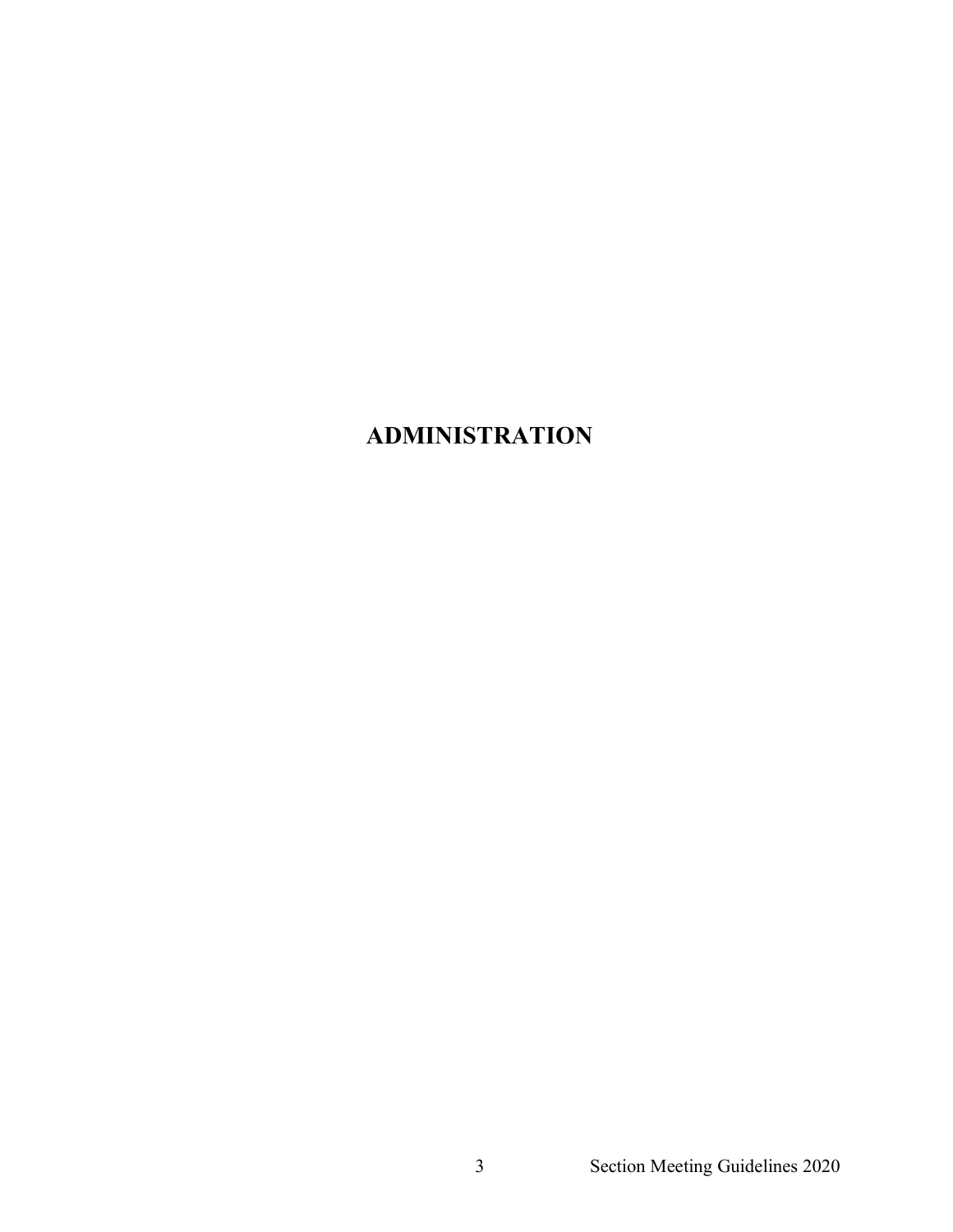# ADMINISTRATION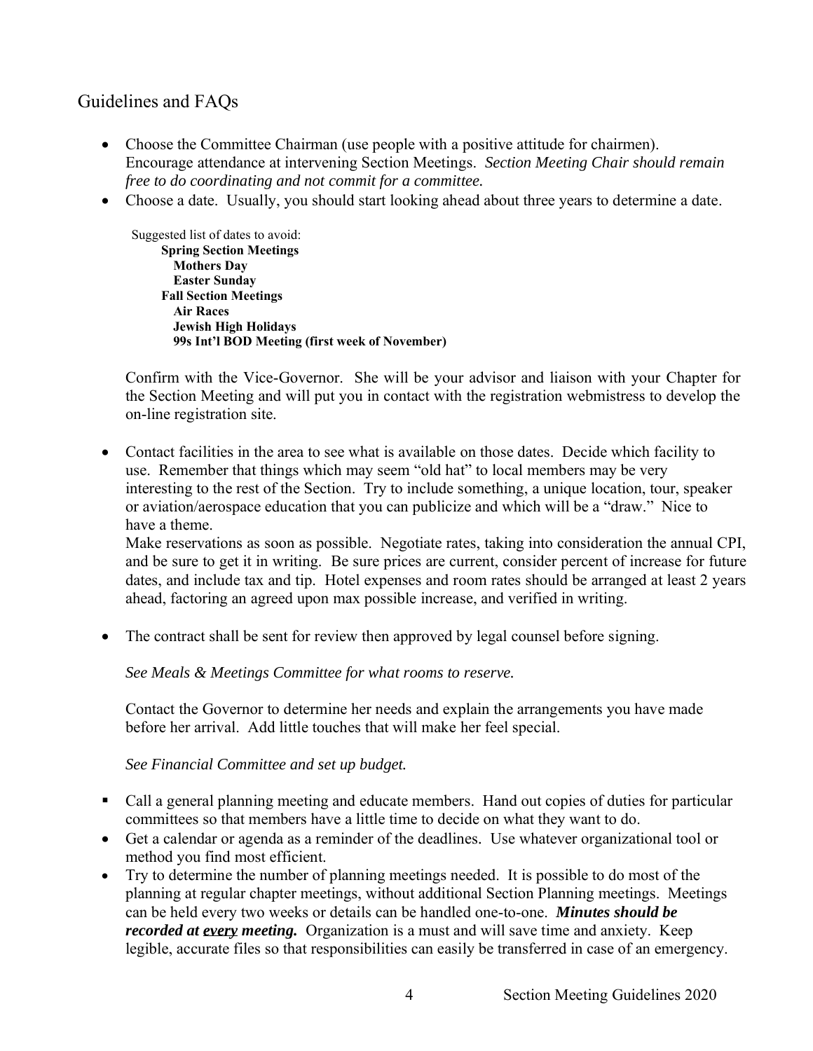## Guidelines and FAQs

- Choose the Committee Chairman (use people with a positive attitude for chairmen). Encourage attendance at intervening Section Meetings. *Section Meeting Chair should remain free to do coordinating and not commit for a committee.*
- Choose a date. Usually, you should start looking ahead about three years to determine a date.

  Suggested list of dates to avoid:
  - **Spring Section Meetings**
    - **Mothers Day**
    - **Easter Sunday**
  - **Fall Section Meetings**
    - **Air Races**
    - **Jewish High Holidays**
    - **99s Int'l BOD Meeting (first week of November)**

  Confirm with the Vice-Governor. She will be your advisor and liaison with your Chapter for the Section Meeting and will put you in contact with the registration webmistress to develop the on-line registration site.

- Contact facilities in the area to see what is available on those dates. Decide which facility to use. Remember that things which may seem "old hat" to local members may be very interesting to the rest of the Section. Try to include something, a unique location, tour, speaker or aviation/aerospace education that you can publicize and which will be a "draw." Nice to have a theme.

  Make reservations as soon as possible. Negotiate rates, taking into consideration the annual CPI, and be sure to get it in writing. Be sure prices are current, consider percent of increase for future dates, and include tax and tip. Hotel expenses and room rates should be arranged at least 2 years ahead, factoring an agreed upon max possible increase, and verified in writing.

- The contract shall be sent for review then approved by legal counsel before signing.

  *See Meals & Meetings Committee for what rooms to reserve.*

  Contact the Governor to determine her needs and explain the arrangements you have made before her arrival. Add little touches that will make her feel special.

  *See Financial Committee and set up budget.*

- Call a general planning meeting and educate members. Hand out copies of duties for particular committees so that members have a little time to decide on what they want to do.
- Get a calendar or agenda as a reminder of the deadlines. Use whatever organizational tool or method you find most efficient.
- Try to determine the number of planning meetings needed. It is possible to do most of the planning at regular chapter meetings, without additional Section Planning meetings. Meetings can be held every two weeks or details can be handled one-to-one. ***Minutes should be recorded at every meeting.*** Organization is a must and will save time and anxiety. Keep legible, accurate files so that responsibilities can easily be transferred in case of an emergency.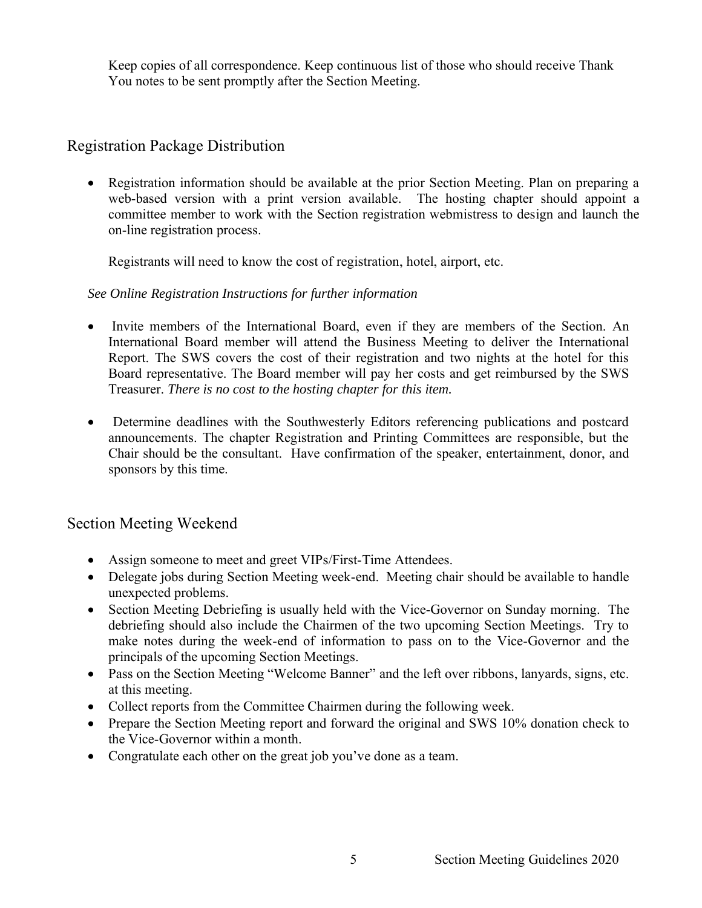Keep copies of all correspondence. Keep continuous list of those who should receive Thank You notes to be sent promptly after the Section Meeting.

## Registration Package Distribution

- Registration information should be available at the prior Section Meeting. Plan on preparing a web-based version with a print version available. The hosting chapter should appoint a committee member to work with the Section registration webmistress to design and launch the on-line registration process.

  Registrants will need to know the cost of registration, hotel, airport, etc.

  *See Online Registration Instructions for further information*

- Invite members of the International Board, even if they are members of the Section. An International Board member will attend the Business Meeting to deliver the International Report. The SWS covers the cost of their registration and two nights at the hotel for this Board representative. The Board member will pay her costs and get reimbursed by the SWS Treasurer. *There is no cost to the hosting chapter for this item.*

- Determine deadlines with the Southwesterly Editors referencing publications and postcard announcements. The chapter Registration and Printing Committees are responsible, but the Chair should be the consultant. Have confirmation of the speaker, entertainment, donor, and sponsors by this time.

## Section Meeting Weekend

- Assign someone to meet and greet VIPs/First-Time Attendees.
- Delegate jobs during Section Meeting week-end. Meeting chair should be available to handle unexpected problems.
- Section Meeting Debriefing is usually held with the Vice-Governor on Sunday morning. The debriefing should also include the Chairmen of the two upcoming Section Meetings. Try to make notes during the week-end of information to pass on to the Vice-Governor and the principals of the upcoming Section Meetings.
- Pass on the Section Meeting "Welcome Banner" and the left over ribbons, lanyards, signs, etc. at this meeting.
- Collect reports from the Committee Chairmen during the following week.
- Prepare the Section Meeting report and forward the original and SWS 10% donation check to the Vice-Governor within a month.
- Congratulate each other on the great job you've done as a team.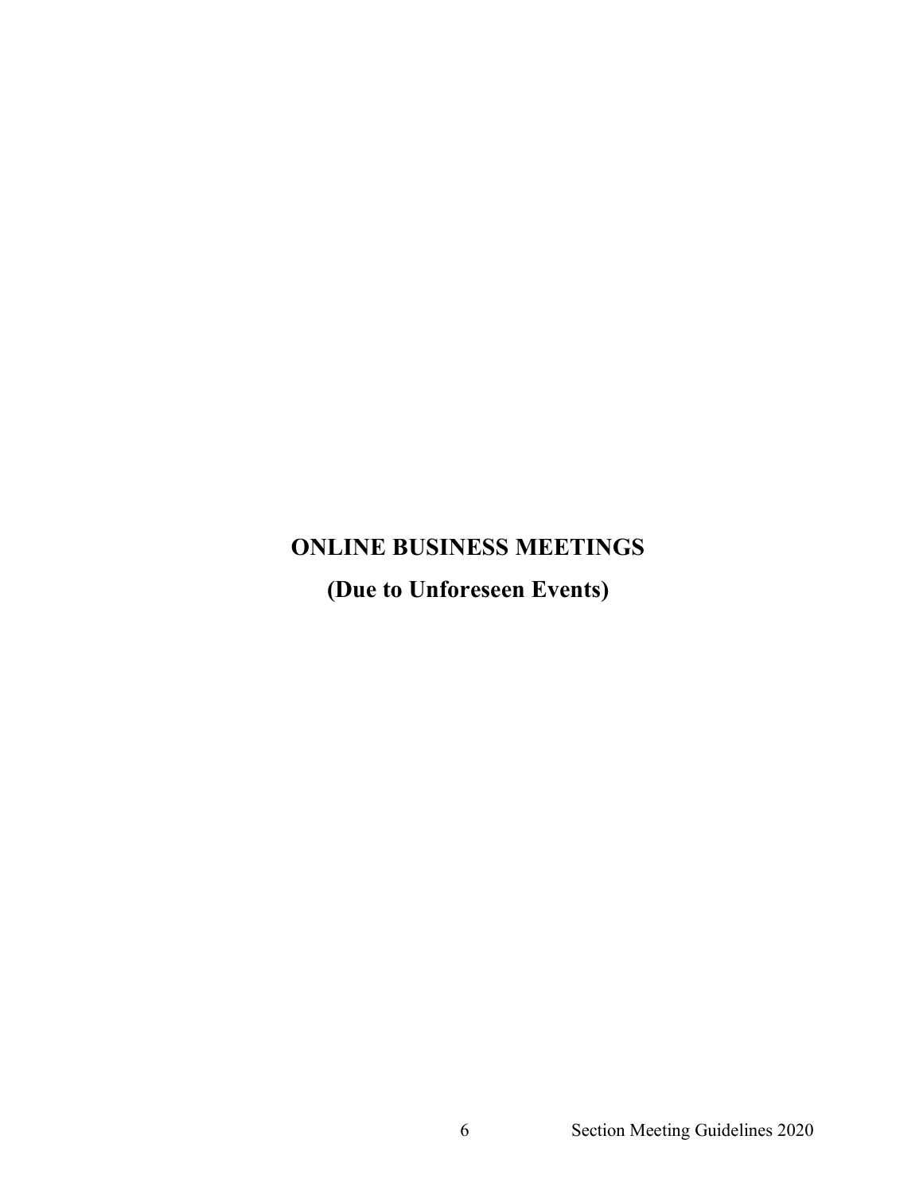# ONLINE BUSINESS MEETINGS

## (Due to Unforeseen Events)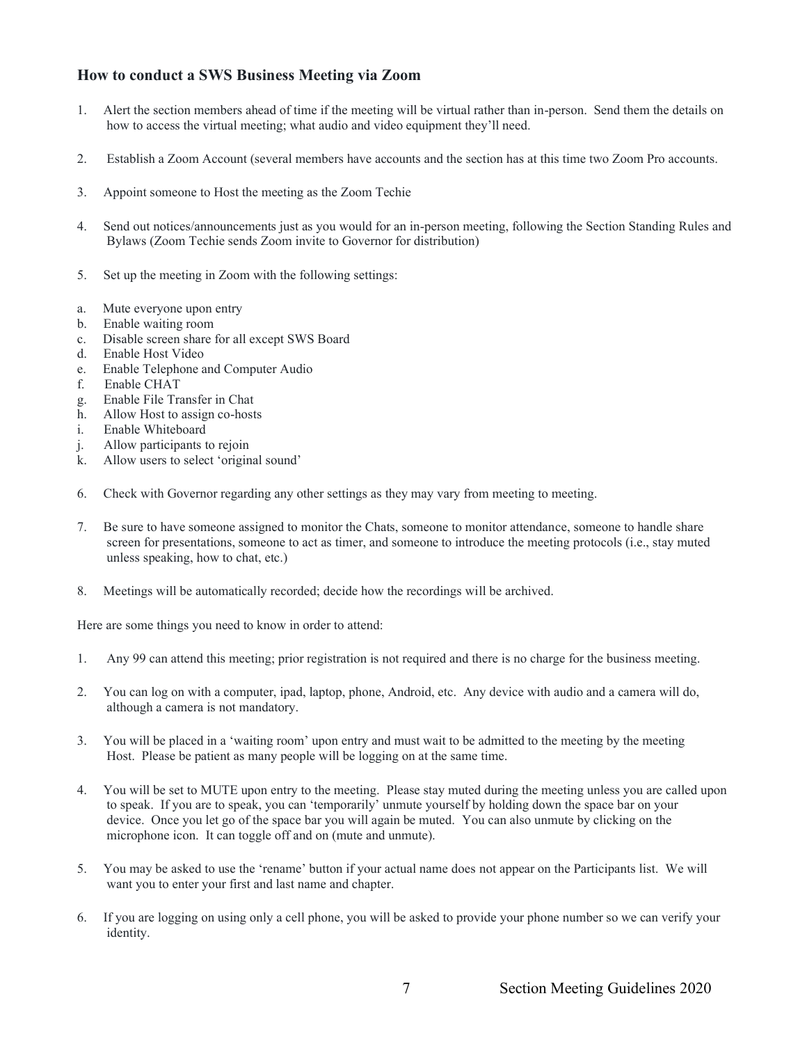## How to conduct a SWS Business Meeting via Zoom

1. Alert the section members ahead of time if the meeting will be virtual rather than in-person. Send them the details on how to access the virtual meeting; what audio and video equipment they'll need.

2. Establish a Zoom Account (several members have accounts and the section has at this time two Zoom Pro accounts.

3. Appoint someone to Host the meeting as the Zoom Techie

4. Send out notices/announcements just as you would for an in-person meeting, following the Section Standing Rules and Bylaws (Zoom Techie sends Zoom invite to Governor for distribution)

5. Set up the meeting in Zoom with the following settings:

   a. Mute everyone upon entry
   b. Enable waiting room
   c. Disable screen share for all except SWS Board
   d. Enable Host Video
   e. Enable Telephone and Computer Audio
   f. Enable CHAT
   g. Enable File Transfer in Chat
   h. Allow Host to assign co-hosts
   i. Enable Whiteboard
   j. Allow participants to rejoin
   k. Allow users to select 'original sound'

6. Check with Governor regarding any other settings as they may vary from meeting to meeting.

7. Be sure to have someone assigned to monitor the Chats, someone to monitor attendance, someone to handle share screen for presentations, someone to act as timer, and someone to introduce the meeting protocols (i.e., stay muted unless speaking, how to chat, etc.)

8. Meetings will be automatically recorded; decide how the recordings will be archived.

Here are some things you need to know in order to attend:

1. Any 99 can attend this meeting; prior registration is not required and there is no charge for the business meeting.

2. You can log on with a computer, ipad, laptop, phone, Android, etc. Any device with audio and a camera will do, although a camera is not mandatory.

3. You will be placed in a 'waiting room' upon entry and must wait to be admitted to the meeting by the meeting Host. Please be patient as many people will be logging on at the same time.

4. You will be set to MUTE upon entry to the meeting. Please stay muted during the meeting unless you are called upon to speak. If you are to speak, you can 'temporarily' unmute yourself by holding down the space bar on your device. Once you let go of the space bar you will again be muted. You can also unmute by clicking on the microphone icon. It can toggle off and on (mute and unmute).

5. You may be asked to use the 'rename' button if your actual name does not appear on the Participants list. We will want you to enter your first and last name and chapter.

6. If you are logging on using only a cell phone, you will be asked to provide your phone number so we can verify your identity.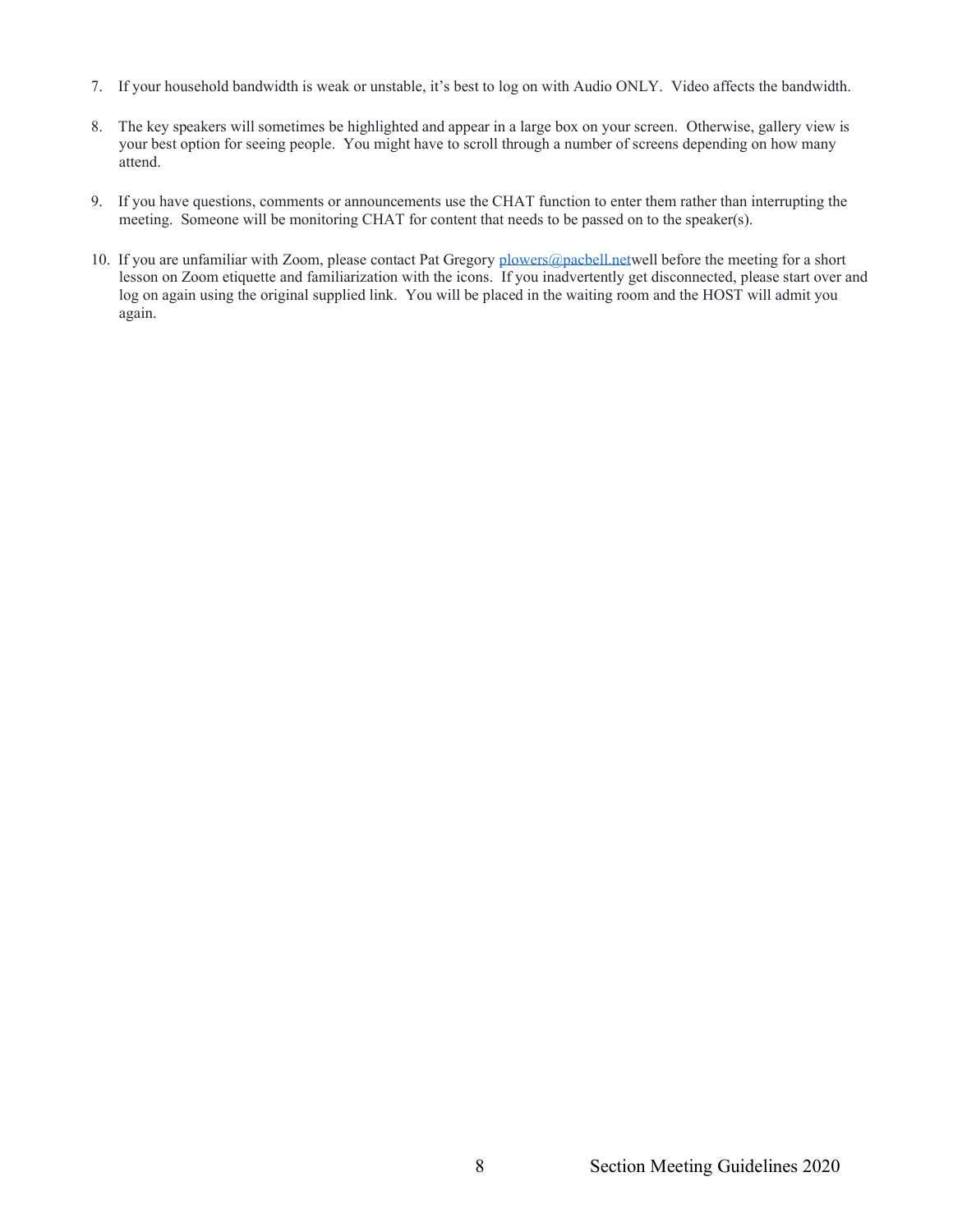7. If your household bandwidth is weak or unstable, it's best to log on with Audio ONLY. Video affects the bandwidth.

8. The key speakers will sometimes be highlighted and appear in a large box on your screen. Otherwise, gallery view is your best option for seeing people. You might have to scroll through a number of screens depending on how many attend.

9. If you have questions, comments or announcements use the CHAT function to enter them rather than interrupting the meeting. Someone will be monitoring CHAT for content that needs to be passed on to the speaker(s).

10. If you are unfamiliar with Zoom, please contact Pat Gregory plowers@pacbell.netwell before the meeting for a short lesson on Zoom etiquette and familiarization with the icons. If you inadvertently get disconnected, please start over and log on again using the original supplied link. You will be placed in the waiting room and the HOST will admit you again.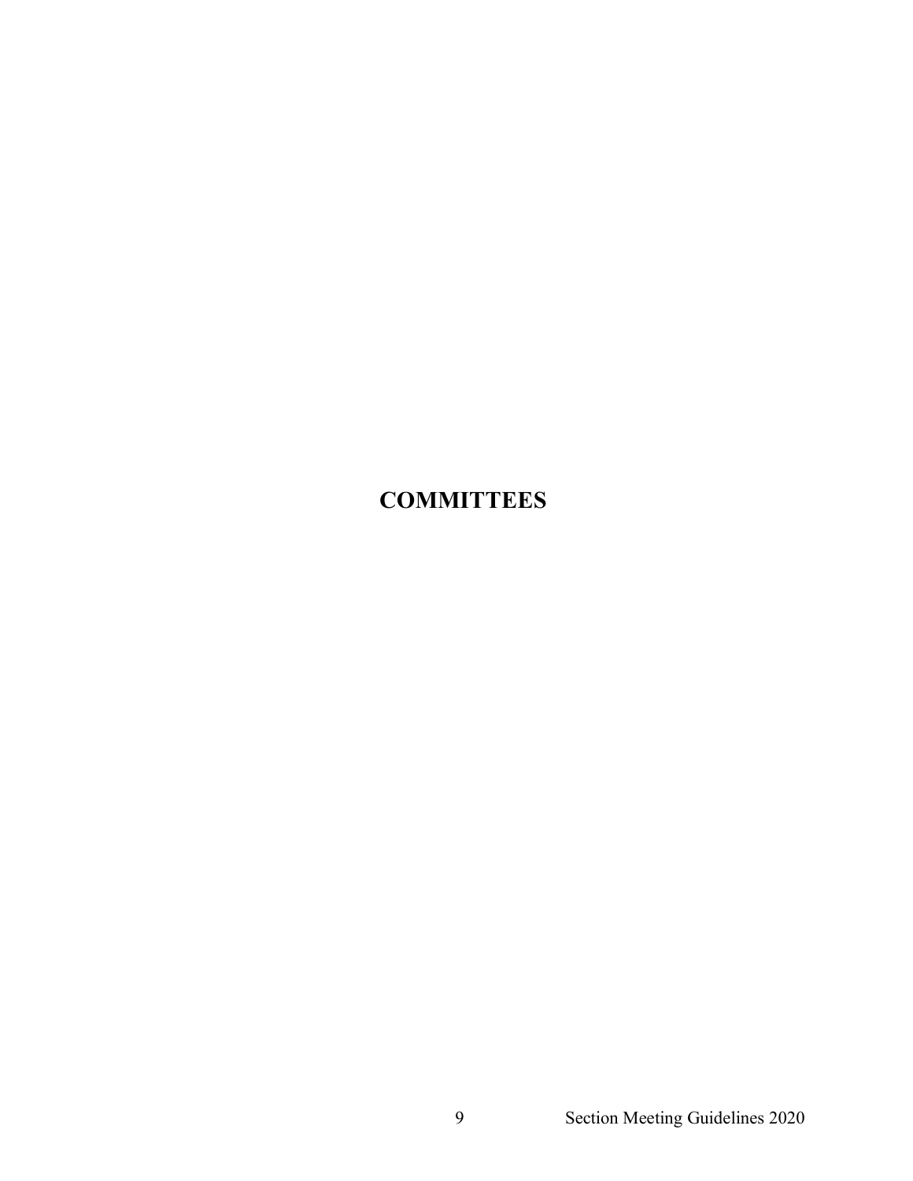# COMMITTEES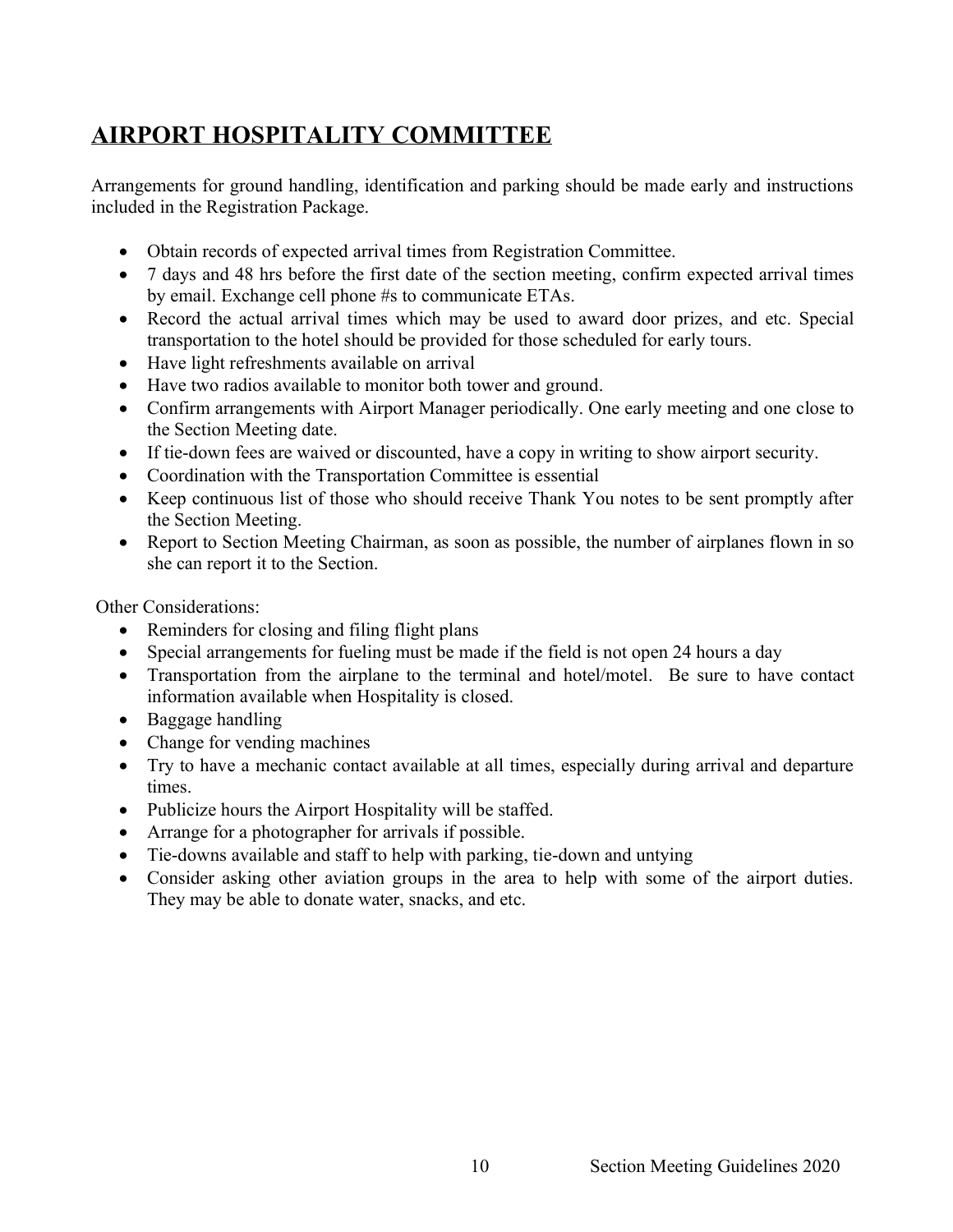## AIRPORT HOSPITALITY COMMITTEE

Arrangements for ground handling, identification and parking should be made early and instructions included in the Registration Package.

- Obtain records of expected arrival times from Registration Committee.
- 7 days and 48 hrs before the first date of the section meeting, confirm expected arrival times by email. Exchange cell phone #s to communicate ETAs.
- Record the actual arrival times which may be used to award door prizes, and etc. Special transportation to the hotel should be provided for those scheduled for early tours.
- Have light refreshments available on arrival
- Have two radios available to monitor both tower and ground.
- Confirm arrangements with Airport Manager periodically. One early meeting and one close to the Section Meeting date.
- If tie-down fees are waived or discounted, have a copy in writing to show airport security.
- Coordination with the Transportation Committee is essential
- Keep continuous list of those who should receive Thank You notes to be sent promptly after the Section Meeting.
- Report to Section Meeting Chairman, as soon as possible, the number of airplanes flown in so she can report it to the Section.

Other Considerations:

- Reminders for closing and filing flight plans
- Special arrangements for fueling must be made if the field is not open 24 hours a day
- Transportation from the airplane to the terminal and hotel/motel. Be sure to have contact information available when Hospitality is closed.
- Baggage handling
- Change for vending machines
- Try to have a mechanic contact available at all times, especially during arrival and departure times.
- Publicize hours the Airport Hospitality will be staffed.
- Arrange for a photographer for arrivals if possible.
- Tie-downs available and staff to help with parking, tie-down and untying
- Consider asking other aviation groups in the area to help with some of the airport duties. They may be able to donate water, snacks, and etc.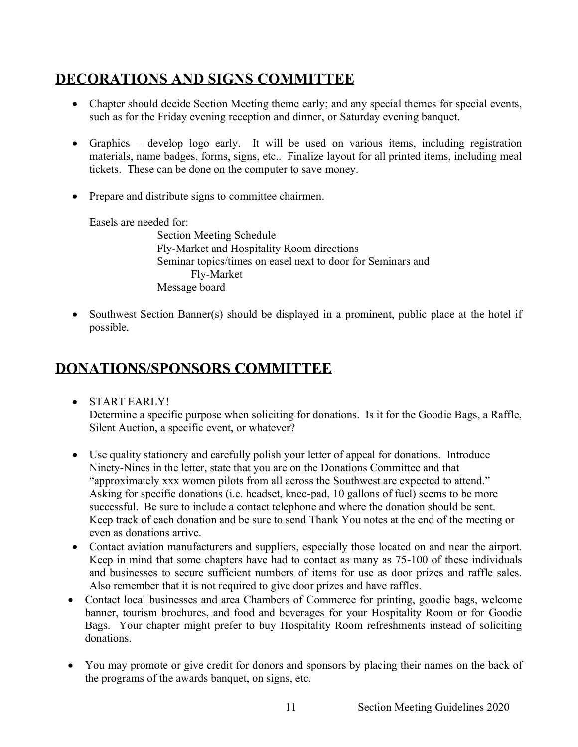## DECORATIONS AND SIGNS COMMITTEE

- Chapter should decide Section Meeting theme early; and any special themes for special events, such as for the Friday evening reception and dinner, or Saturday evening banquet.

- Graphics – develop logo early. It will be used on various items, including registration materials, name badges, forms, signs, etc.. Finalize layout for all printed items, including meal tickets. These can be done on the computer to save money.

- Prepare and distribute signs to committee chairmen.

  Easels are needed for:
  
  Section Meeting Schedule
  Fly-Market and Hospitality Room directions
  Seminar topics/times on easel next to door for Seminars and Fly-Market
  Message board

- Southwest Section Banner(s) should be displayed in a prominent, public place at the hotel if possible.

## DONATIONS/SPONSORS COMMITTEE

- START EARLY!
  Determine a specific purpose when soliciting for donations. Is it for the Goodie Bags, a Raffle, Silent Auction, a specific event, or whatever?

- Use quality stationery and carefully polish your letter of appeal for donations. Introduce Ninety-Nines in the letter, state that you are on the Donations Committee and that "approximately xxx women pilots from all across the Southwest are expected to attend." Asking for specific donations (i.e. headset, knee-pad, 10 gallons of fuel) seems to be more successful. Be sure to include a contact telephone and where the donation should be sent. Keep track of each donation and be sure to send Thank You notes at the end of the meeting or even as donations arrive.
- Contact aviation manufacturers and suppliers, especially those located on and near the airport. Keep in mind that some chapters have had to contact as many as 75-100 of these individuals and businesses to secure sufficient numbers of items for use as door prizes and raffle sales. Also remember that it is not required to give door prizes and have raffles.
- Contact local businesses and area Chambers of Commerce for printing, goodie bags, welcome banner, tourism brochures, and food and beverages for your Hospitality Room or for Goodie Bags. Your chapter might prefer to buy Hospitality Room refreshments instead of soliciting donations.

- You may promote or give credit for donors and sponsors by placing their names on the back of the programs of the awards banquet, on signs, etc.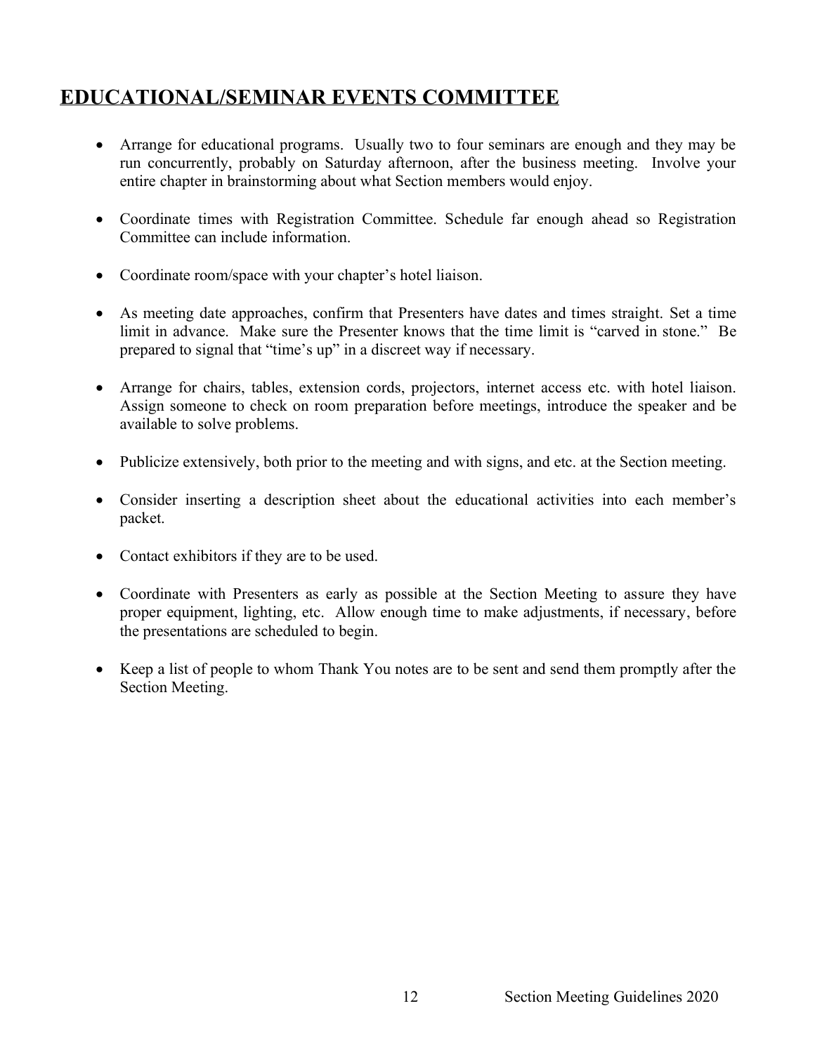## EDUCATIONAL/SEMINAR EVENTS COMMITTEE

- Arrange for educational programs. Usually two to four seminars are enough and they may be run concurrently, probably on Saturday afternoon, after the business meeting. Involve your entire chapter in brainstorming about what Section members would enjoy.

- Coordinate times with Registration Committee. Schedule far enough ahead so Registration Committee can include information.

- Coordinate room/space with your chapter's hotel liaison.

- As meeting date approaches, confirm that Presenters have dates and times straight. Set a time limit in advance. Make sure the Presenter knows that the time limit is "carved in stone." Be prepared to signal that "time's up" in a discreet way if necessary.

- Arrange for chairs, tables, extension cords, projectors, internet access etc. with hotel liaison. Assign someone to check on room preparation before meetings, introduce the speaker and be available to solve problems.

- Publicize extensively, both prior to the meeting and with signs, and etc. at the Section meeting.

- Consider inserting a description sheet about the educational activities into each member's packet.

- Contact exhibitors if they are to be used.

- Coordinate with Presenters as early as possible at the Section Meeting to assure they have proper equipment, lighting, etc. Allow enough time to make adjustments, if necessary, before the presentations are scheduled to begin.

- Keep a list of people to whom Thank You notes are to be sent and send them promptly after the Section Meeting.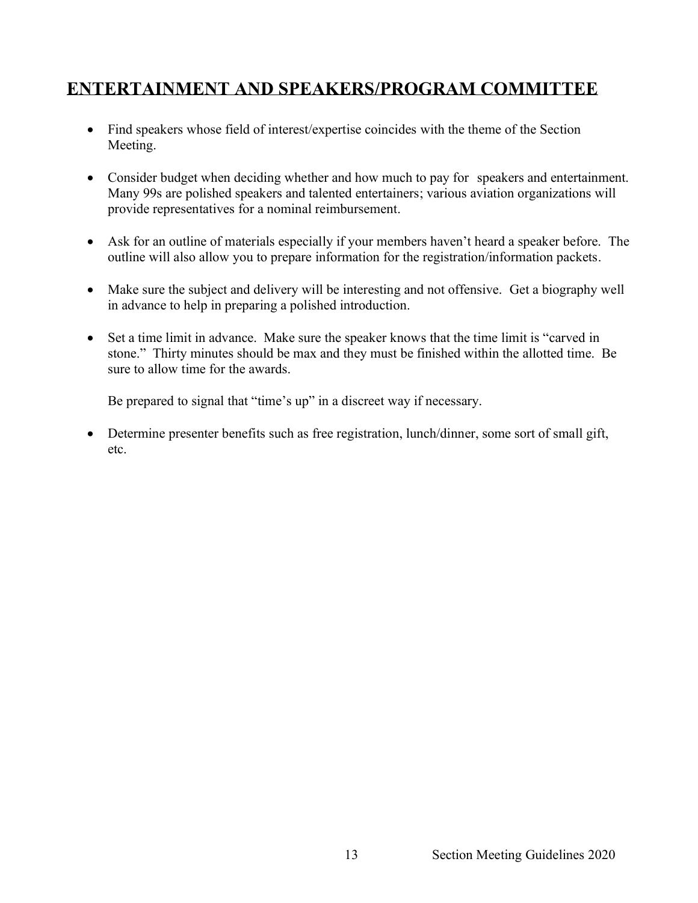## ENTERTAINMENT AND SPEAKERS/PROGRAM COMMITTEE

- Find speakers whose field of interest/expertise coincides with the theme of the Section Meeting.

- Consider budget when deciding whether and how much to pay for speakers and entertainment. Many 99s are polished speakers and talented entertainers; various aviation organizations will provide representatives for a nominal reimbursement.

- Ask for an outline of materials especially if your members haven't heard a speaker before. The outline will also allow you to prepare information for the registration/information packets.

- Make sure the subject and delivery will be interesting and not offensive. Get a biography well in advance to help in preparing a polished introduction.

- Set a time limit in advance. Make sure the speaker knows that the time limit is "carved in stone." Thirty minutes should be max and they must be finished within the allotted time. Be sure to allow time for the awards.

  Be prepared to signal that "time's up" in a discreet way if necessary.

- Determine presenter benefits such as free registration, lunch/dinner, some sort of small gift, etc.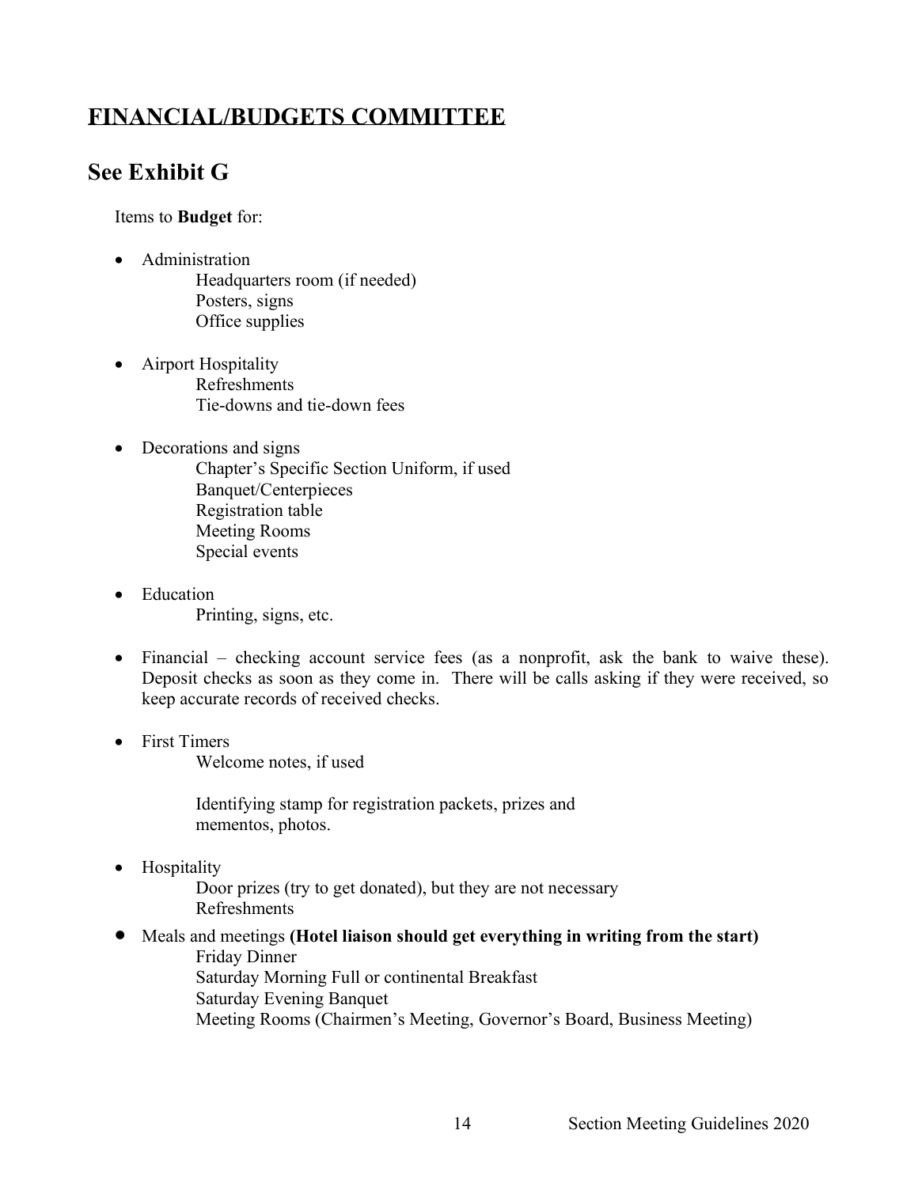## FINANCIAL/BUDGETS COMMITTEE

## See Exhibit G

Items to **Budget** for:

- Administration
  - Headquarters room (if needed)
  - Posters, signs
  - Office supplies
- Airport Hospitality
  - Refreshments
  - Tie-downs and tie-down fees
- Decorations and signs
  - Chapter's Specific Section Uniform, if used
  - Banquet/Centerpieces
  - Registration table
  - Meeting Rooms
  - Special events
- Education
  - Printing, signs, etc.
- Financial – checking account service fees (as a nonprofit, ask the bank to waive these). Deposit checks as soon as they come in. There will be calls asking if they were received, so keep accurate records of received checks.
- First Timers
  - Welcome notes, if used
  - Identifying stamp for registration packets, prizes and mementos, photos.
- Hospitality
  - Door prizes (try to get donated), but they are not necessary
  - Refreshments
- Meals and meetings **(Hotel liaison should get everything in writing from the start)**
  - Friday Dinner
  - Saturday Morning Full or continental Breakfast
  - Saturday Evening Banquet
  - Meeting Rooms (Chairmen's Meeting, Governor's Board, Business Meeting)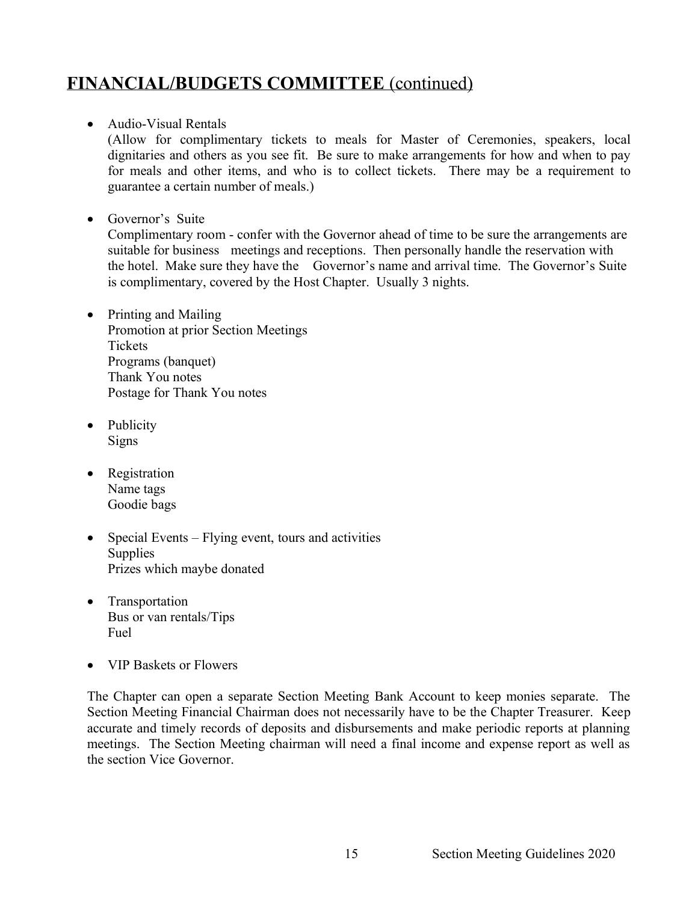## FINANCIAL/BUDGETS COMMITTEE (continued)

- Audio-Visual Rentals
  (Allow for complimentary tickets to meals for Master of Ceremonies, speakers, local dignitaries and others as you see fit. Be sure to make arrangements for how and when to pay for meals and other items, and who is to collect tickets. There may be a requirement to guarantee a certain number of meals.)

- Governor's Suite
  Complimentary room - confer with the Governor ahead of time to be sure the arrangements are suitable for business meetings and receptions. Then personally handle the reservation with the hotel. Make sure they have the Governor's name and arrival time. The Governor's Suite is complimentary, covered by the Host Chapter. Usually 3 nights.

- Printing and Mailing
  Promotion at prior Section Meetings
  Tickets
  Programs (banquet)
  Thank You notes
  Postage for Thank You notes

- Publicity
  Signs

- Registration
  Name tags
  Goodie bags

- Special Events – Flying event, tours and activities
  Supplies
  Prizes which maybe donated

- Transportation
  Bus or van rentals/Tips
  Fuel

- VIP Baskets or Flowers

The Chapter can open a separate Section Meeting Bank Account to keep monies separate. The Section Meeting Financial Chairman does not necessarily have to be the Chapter Treasurer. Keep accurate and timely records of deposits and disbursements and make periodic reports at planning meetings. The Section Meeting chairman will need a final income and expense report as well as the section Vice Governor.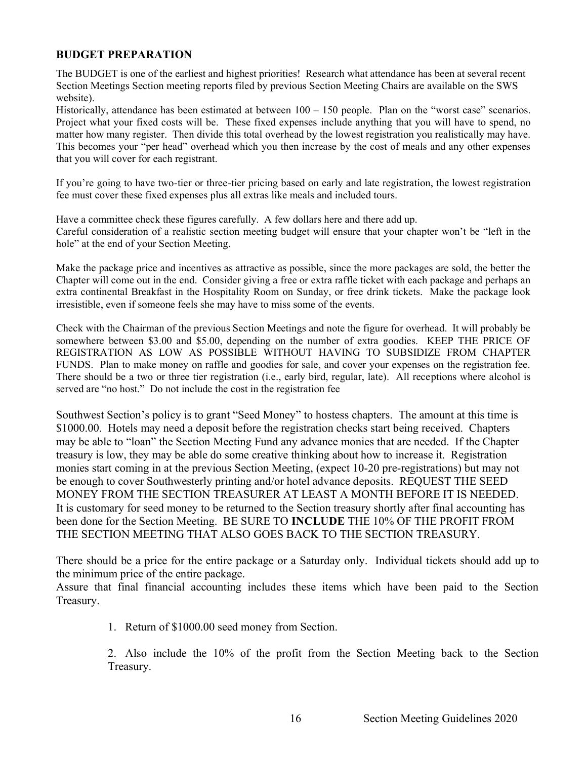## BUDGET PREPARATION

The BUDGET is one of the earliest and highest priorities! Research what attendance has been at several recent Section Meetings Section meeting reports filed by previous Section Meeting Chairs are available on the SWS website).

Historically, attendance has been estimated at between 100 – 150 people. Plan on the "worst case" scenarios. Project what your fixed costs will be. These fixed expenses include anything that you will have to spend, no matter how many register. Then divide this total overhead by the lowest registration you realistically may have. This becomes your "per head" overhead which you then increase by the cost of meals and any other expenses that you will cover for each registrant.

If you're going to have two-tier or three-tier pricing based on early and late registration, the lowest registration fee must cover these fixed expenses plus all extras like meals and included tours.

Have a committee check these figures carefully. A few dollars here and there add up.
Careful consideration of a realistic section meeting budget will ensure that your chapter won't be "left in the hole" at the end of your Section Meeting.

Make the package price and incentives as attractive as possible, since the more packages are sold, the better the Chapter will come out in the end. Consider giving a free or extra raffle ticket with each package and perhaps an extra continental Breakfast in the Hospitality Room on Sunday, or free drink tickets. Make the package look irresistible, even if someone feels she may have to miss some of the events.

Check with the Chairman of the previous Section Meetings and note the figure for overhead. It will probably be somewhere between $3.00 and $5.00, depending on the number of extra goodies. KEEP THE PRICE OF REGISTRATION AS LOW AS POSSIBLE WITHOUT HAVING TO SUBSIDIZE FROM CHAPTER FUNDS. Plan to make money on raffle and goodies for sale, and cover your expenses on the registration fee. There should be a two or three tier registration (i.e., early bird, regular, late). All receptions where alcohol is served are "no host." Do not include the cost in the registration fee

Southwest Section's policy is to grant "Seed Money" to hostess chapters. The amount at this time is $1000.00. Hotels may need a deposit before the registration checks start being received. Chapters may be able to "loan" the Section Meeting Fund any advance monies that are needed. If the Chapter treasury is low, they may be able do some creative thinking about how to increase it. Registration monies start coming in at the previous Section Meeting, (expect 10-20 pre-registrations) but may not be enough to cover Southwesterly printing and/or hotel advance deposits. REQUEST THE SEED MONEY FROM THE SECTION TREASURER AT LEAST A MONTH BEFORE IT IS NEEDED. It is customary for seed money to be returned to the Section treasury shortly after final accounting has been done for the Section Meeting. BE SURE TO **INCLUDE** THE 10% OF THE PROFIT FROM THE SECTION MEETING THAT ALSO GOES BACK TO THE SECTION TREASURY.

There should be a price for the entire package or a Saturday only. Individual tickets should add up to the minimum price of the entire package.
Assure that final financial accounting includes these items which have been paid to the Section Treasury.

1. Return of $1000.00 seed money from Section.
2. Also include the 10% of the profit from the Section Meeting back to the Section Treasury.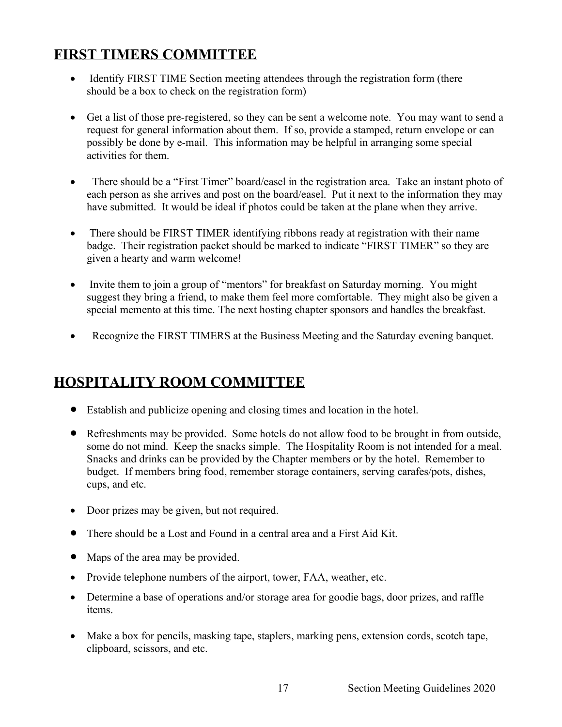## FIRST TIMERS COMMITTEE

- Identify FIRST TIME Section meeting attendees through the registration form (there should be a box to check on the registration form)
- Get a list of those pre-registered, so they can be sent a welcome note. You may want to send a request for general information about them. If so, provide a stamped, return envelope or can possibly be done by e-mail. This information may be helpful in arranging some special activities for them.
- There should be a "First Timer" board/easel in the registration area. Take an instant photo of each person as she arrives and post on the board/easel. Put it next to the information they may have submitted. It would be ideal if photos could be taken at the plane when they arrive.
- There should be FIRST TIMER identifying ribbons ready at registration with their name badge. Their registration packet should be marked to indicate "FIRST TIMER" so they are given a hearty and warm welcome!
- Invite them to join a group of "mentors" for breakfast on Saturday morning. You might suggest they bring a friend, to make them feel more comfortable. They might also be given a special memento at this time. The next hosting chapter sponsors and handles the breakfast.
- Recognize the FIRST TIMERS at the Business Meeting and the Saturday evening banquet.

## HOSPITALITY ROOM COMMITTEE

- Establish and publicize opening and closing times and location in the hotel.
- Refreshments may be provided. Some hotels do not allow food to be brought in from outside, some do not mind. Keep the snacks simple. The Hospitality Room is not intended for a meal. Snacks and drinks can be provided by the Chapter members or by the hotel. Remember to budget. If members bring food, remember storage containers, serving carafes/pots, dishes, cups, and etc.
- Door prizes may be given, but not required.
- There should be a Lost and Found in a central area and a First Aid Kit.
- Maps of the area may be provided.
- Provide telephone numbers of the airport, tower, FAA, weather, etc.
- Determine a base of operations and/or storage area for goodie bags, door prizes, and raffle items.
- Make a box for pencils, masking tape, staplers, marking pens, extension cords, scotch tape, clipboard, scissors, and etc.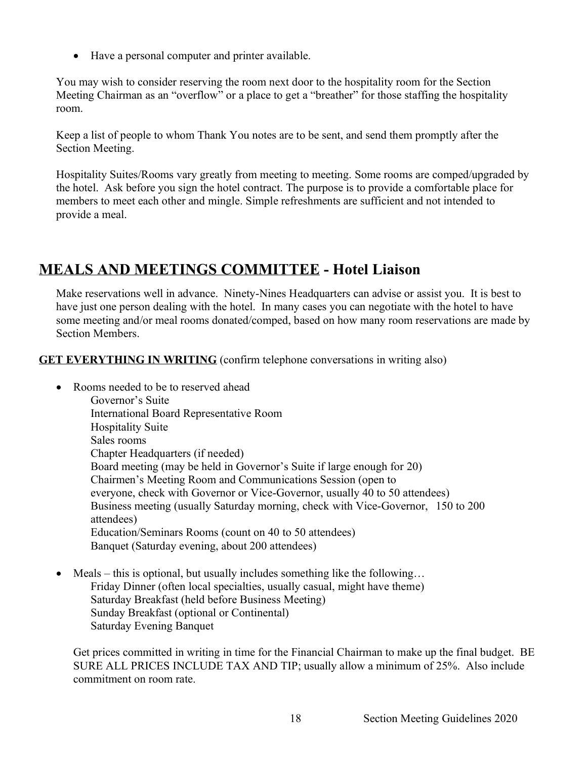- Have a personal computer and printer available.

You may wish to consider reserving the room next door to the hospitality room for the Section Meeting Chairman as an "overflow" or a place to get a "breather" for those staffing the hospitality room.

Keep a list of people to whom Thank You notes are to be sent, and send them promptly after the Section Meeting.

Hospitality Suites/Rooms vary greatly from meeting to meeting. Some rooms are comped/upgraded by the hotel. Ask before you sign the hotel contract. The purpose is to provide a comfortable place for members to meet each other and mingle. Simple refreshments are sufficient and not intended to provide a meal.

## MEALS AND MEETINGS COMMITTEE - Hotel Liaison

Make reservations well in advance. Ninety-Nines Headquarters can advise or assist you. It is best to have just one person dealing with the hotel. In many cases you can negotiate with the hotel to have some meeting and/or meal rooms donated/comped, based on how many room reservations are made by Section Members.

**GET EVERYTHING IN WRITING** (confirm telephone conversations in writing also)

- Rooms needed to be to reserved ahead
  - Governor's Suite
  - International Board Representative Room
  - Hospitality Suite
  - Sales rooms
  - Chapter Headquarters (if needed)
  - Board meeting (may be held in Governor's Suite if large enough for 20)
  - Chairmen's Meeting Room and Communications Session (open to everyone, check with Governor or Vice-Governor, usually 40 to 50 attendees)
  - Business meeting (usually Saturday morning, check with Vice-Governor, 150 to 200 attendees)
  - Education/Seminars Rooms (count on 40 to 50 attendees)
  - Banquet (Saturday evening, about 200 attendees)

- Meals – this is optional, but usually includes something like the following…
  - Friday Dinner (often local specialties, usually casual, might have theme)
  - Saturday Breakfast (held before Business Meeting)
  - Sunday Breakfast (optional or Continental)
  - Saturday Evening Banquet

  Get prices committed in writing in time for the Financial Chairman to make up the final budget. BE SURE ALL PRICES INCLUDE TAX AND TIP; usually allow a minimum of 25%. Also include commitment on room rate.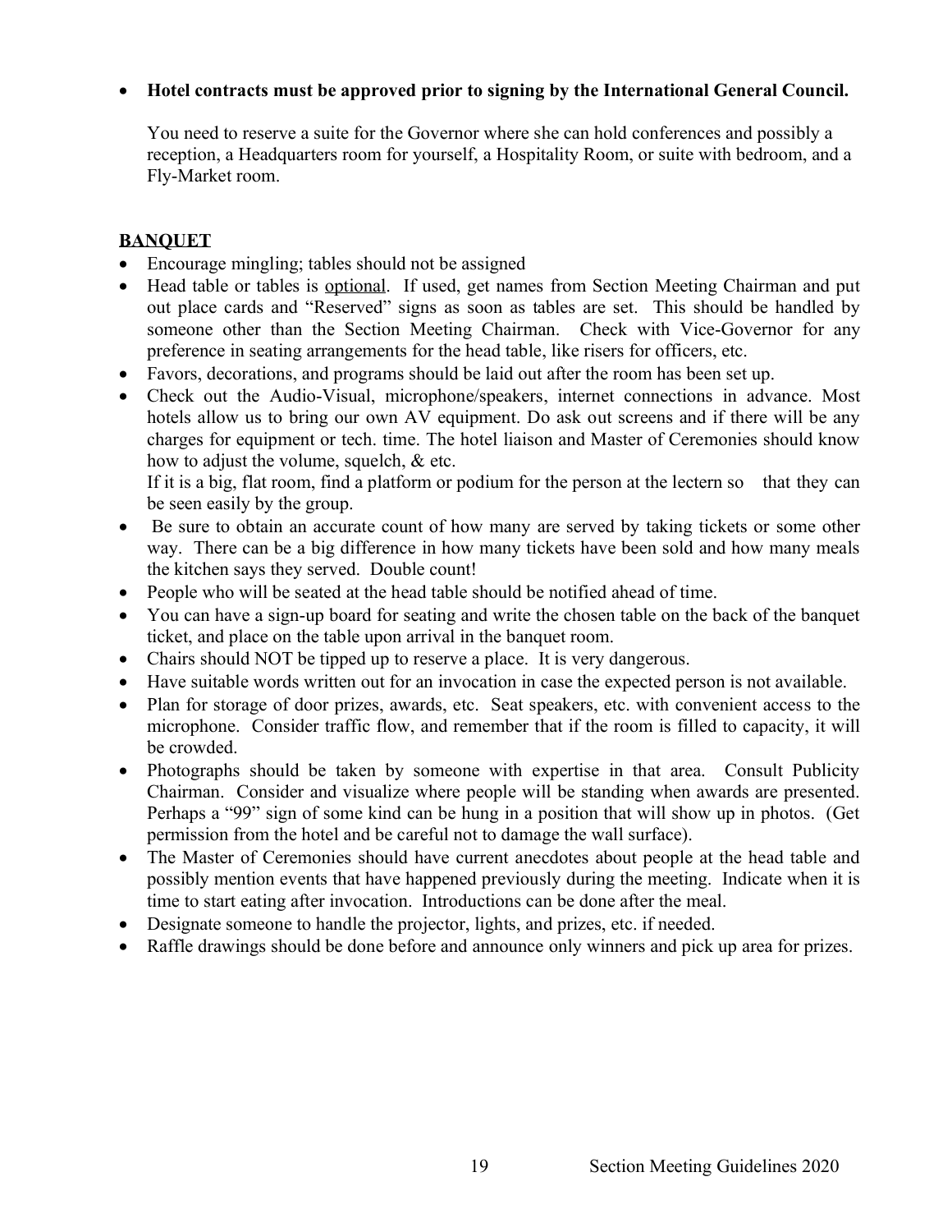- **Hotel contracts must be approved prior to signing by the International General Council.**

  You need to reserve a suite for the Governor where she can hold conferences and possibly a reception, a Headquarters room for yourself, a Hospitality Room, or suite with bedroom, and a Fly-Market room.

## BANQUET

- Encourage mingling; tables should not be assigned
- Head table or tables is optional. If used, get names from Section Meeting Chairman and put out place cards and "Reserved" signs as soon as tables are set. This should be handled by someone other than the Section Meeting Chairman. Check with Vice-Governor for any preference in seating arrangements for the head table, like risers for officers, etc.
- Favors, decorations, and programs should be laid out after the room has been set up.
- Check out the Audio-Visual, microphone/speakers, internet connections in advance. Most hotels allow us to bring our own AV equipment. Do ask out screens and if there will be any charges for equipment or tech. time. The hotel liaison and Master of Ceremonies should know how to adjust the volume, squelch, & etc.
  If it is a big, flat room, find a platform or podium for the person at the lectern so that they can be seen easily by the group.
- Be sure to obtain an accurate count of how many are served by taking tickets or some other way. There can be a big difference in how many tickets have been sold and how many meals the kitchen says they served. Double count!
- People who will be seated at the head table should be notified ahead of time.
- You can have a sign-up board for seating and write the chosen table on the back of the banquet ticket, and place on the table upon arrival in the banquet room.
- Chairs should NOT be tipped up to reserve a place. It is very dangerous.
- Have suitable words written out for an invocation in case the expected person is not available.
- Plan for storage of door prizes, awards, etc. Seat speakers, etc. with convenient access to the microphone. Consider traffic flow, and remember that if the room is filled to capacity, it will be crowded.
- Photographs should be taken by someone with expertise in that area. Consult Publicity Chairman. Consider and visualize where people will be standing when awards are presented. Perhaps a "99" sign of some kind can be hung in a position that will show up in photos. (Get permission from the hotel and be careful not to damage the wall surface).
- The Master of Ceremonies should have current anecdotes about people at the head table and possibly mention events that have happened previously during the meeting. Indicate when it is time to start eating after invocation. Introductions can be done after the meal.
- Designate someone to handle the projector, lights, and prizes, etc. if needed.
- Raffle drawings should be done before and announce only winners and pick up area for prizes.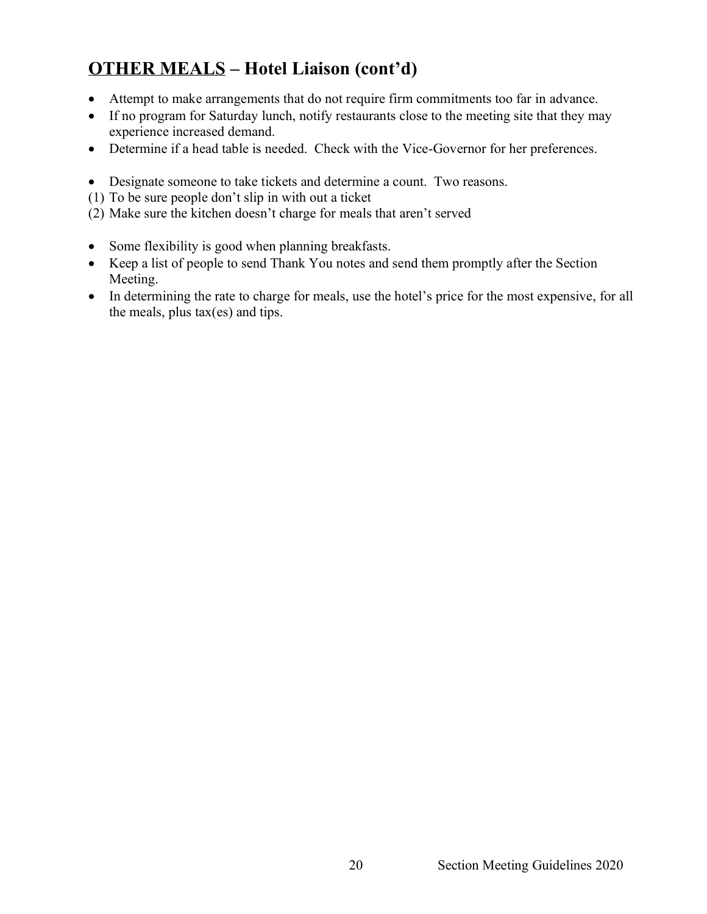## <u>OTHER MEALS</u> – Hotel Liaison (cont'd)

- Attempt to make arrangements that do not require firm commitments too far in advance.
- If no program for Saturday lunch, notify restaurants close to the meeting site that they may experience increased demand.
- Determine if a head table is needed. Check with the Vice-Governor for her preferences.

- Designate someone to take tickets and determine a count. Two reasons.

(1) To be sure people don't slip in with out a ticket
(2) Make sure the kitchen doesn't charge for meals that aren't served

- Some flexibility is good when planning breakfasts.
- Keep a list of people to send Thank You notes and send them promptly after the Section Meeting.
- In determining the rate to charge for meals, use the hotel's price for the most expensive, for all the meals, plus tax(es) and tips.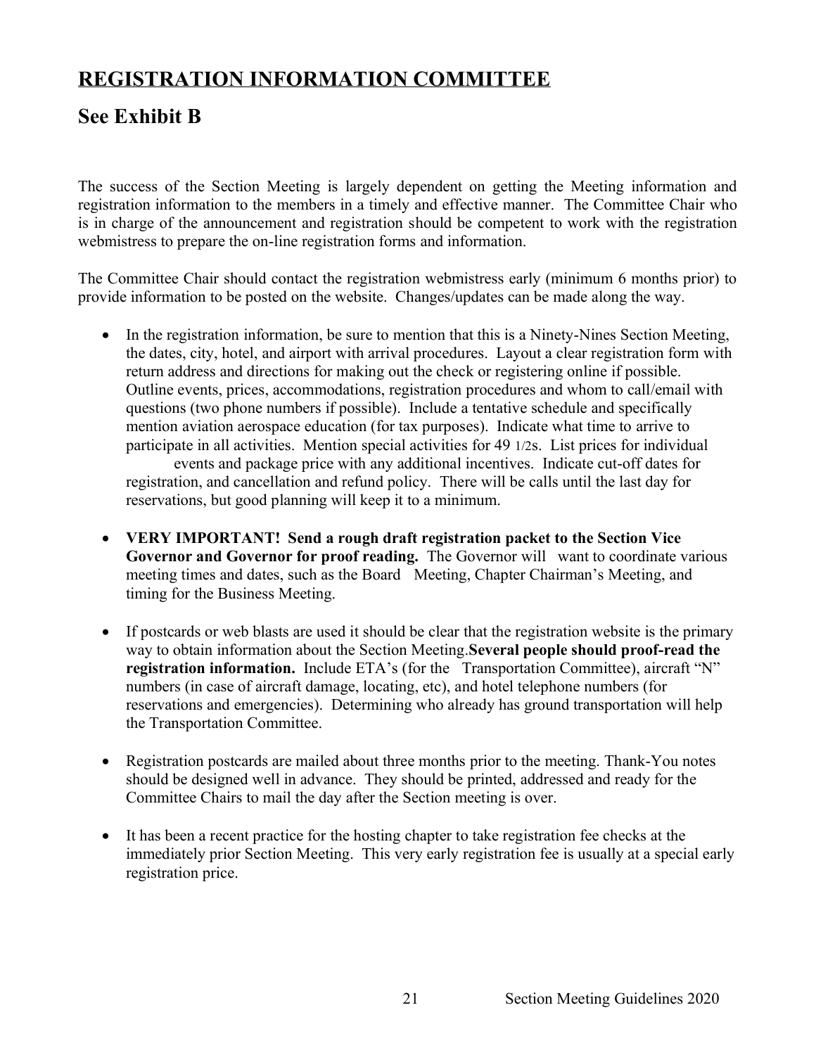# REGISTRATION INFORMATION COMMITTEE

## See Exhibit B

The success of the Section Meeting is largely dependent on getting the Meeting information and registration information to the members in a timely and effective manner. The Committee Chair who is in charge of the announcement and registration should be competent to work with the registration webmistress to prepare the on-line registration forms and information.

The Committee Chair should contact the registration webmistress early (minimum 6 months prior) to provide information to be posted on the website. Changes/updates can be made along the way.

- In the registration information, be sure to mention that this is a Ninety-Nines Section Meeting, the dates, city, hotel, and airport with arrival procedures. Layout a clear registration form with return address and directions for making out the check or registering online if possible. Outline events, prices, accommodations, registration procedures and whom to call/email with questions (two phone numbers if possible). Include a tentative schedule and specifically mention aviation aerospace education (for tax purposes). Indicate what time to arrive to participate in all activities. Mention special activities for 49 1/2s. List prices for individual events and package price with any additional incentives. Indicate cut-off dates for registration, and cancellation and refund policy. There will be calls until the last day for reservations, but good planning will keep it to a minimum.

- **VERY IMPORTANT! Send a rough draft registration packet to the Section Vice Governor and Governor for proof reading.** The Governor will want to coordinate various meeting times and dates, such as the Board Meeting, Chapter Chairman's Meeting, and timing for the Business Meeting.

- If postcards or web blasts are used it should be clear that the registration website is the primary way to obtain information about the Section Meeting.**Several people should proof-read the registration information.** Include ETA's (for the Transportation Committee), aircraft "N" numbers (in case of aircraft damage, locating, etc), and hotel telephone numbers (for reservations and emergencies). Determining who already has ground transportation will help the Transportation Committee.

- Registration postcards are mailed about three months prior to the meeting. Thank-You notes should be designed well in advance. They should be printed, addressed and ready for the Committee Chairs to mail the day after the Section meeting is over.

- It has been a recent practice for the hosting chapter to take registration fee checks at the immediately prior Section Meeting. This very early registration fee is usually at a special early registration price.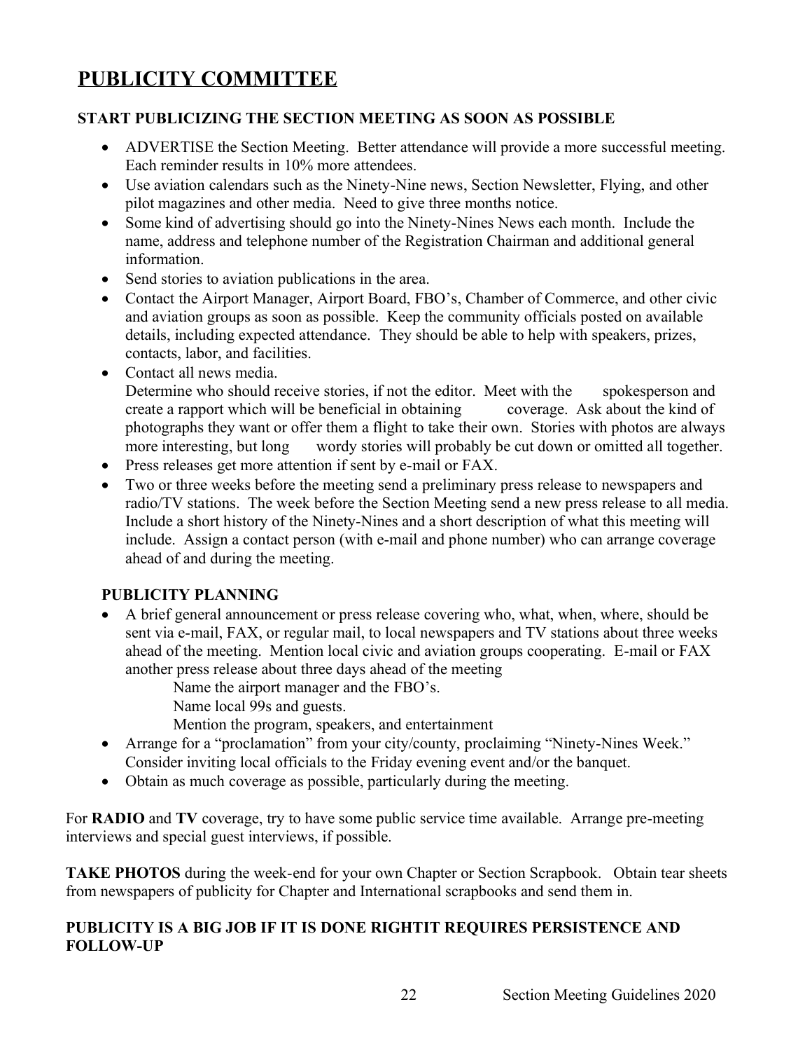# PUBLICITY COMMITTEE

### START PUBLICIZING THE SECTION MEETING AS SOON AS POSSIBLE

- ADVERTISE the Section Meeting. Better attendance will provide a more successful meeting. Each reminder results in 10% more attendees.
- Use aviation calendars such as the Ninety-Nine news, Section Newsletter, Flying, and other pilot magazines and other media. Need to give three months notice.
- Some kind of advertising should go into the Ninety-Nines News each month. Include the name, address and telephone number of the Registration Chairman and additional general information.
- Send stories to aviation publications in the area.
- Contact the Airport Manager, Airport Board, FBO's, Chamber of Commerce, and other civic and aviation groups as soon as possible. Keep the community officials posted on available details, including expected attendance. They should be able to help with speakers, prizes, contacts, labor, and facilities.
- Contact all news media.
  Determine who should receive stories, if not the editor. Meet with the spokesperson and create a rapport which will be beneficial in obtaining coverage. Ask about the kind of photographs they want or offer them a flight to take their own. Stories with photos are always more interesting, but long wordy stories will probably be cut down or omitted all together.
- Press releases get more attention if sent by e-mail or FAX.
- Two or three weeks before the meeting send a preliminary press release to newspapers and radio/TV stations. The week before the Section Meeting send a new press release to all media. Include a short history of the Ninety-Nines and a short description of what this meeting will include. Assign a contact person (with e-mail and phone number) who can arrange coverage ahead of and during the meeting.

### PUBLICITY PLANNING

- A brief general announcement or press release covering who, what, when, where, should be sent via e-mail, FAX, or regular mail, to local newspapers and TV stations about three weeks ahead of the meeting. Mention local civic and aviation groups cooperating. E-mail or FAX another press release about three days ahead of the meeting
  - Name the airport manager and the FBO's.
  - Name local 99s and guests.
  - Mention the program, speakers, and entertainment
- Arrange for a "proclamation" from your city/county, proclaiming "Ninety-Nines Week." Consider inviting local officials to the Friday evening event and/or the banquet.
- Obtain as much coverage as possible, particularly during the meeting.

For **RADIO** and **TV** coverage, try to have some public service time available. Arrange pre-meeting interviews and special guest interviews, if possible.

**TAKE PHOTOS** during the week-end for your own Chapter or Section Scrapbook. Obtain tear sheets from newspapers of publicity for Chapter and International scrapbooks and send them in.

### PUBLICITY IS A BIG JOB IF IT IS DONE RIGHTIT REQUIRES PERSISTENCE AND FOLLOW-UP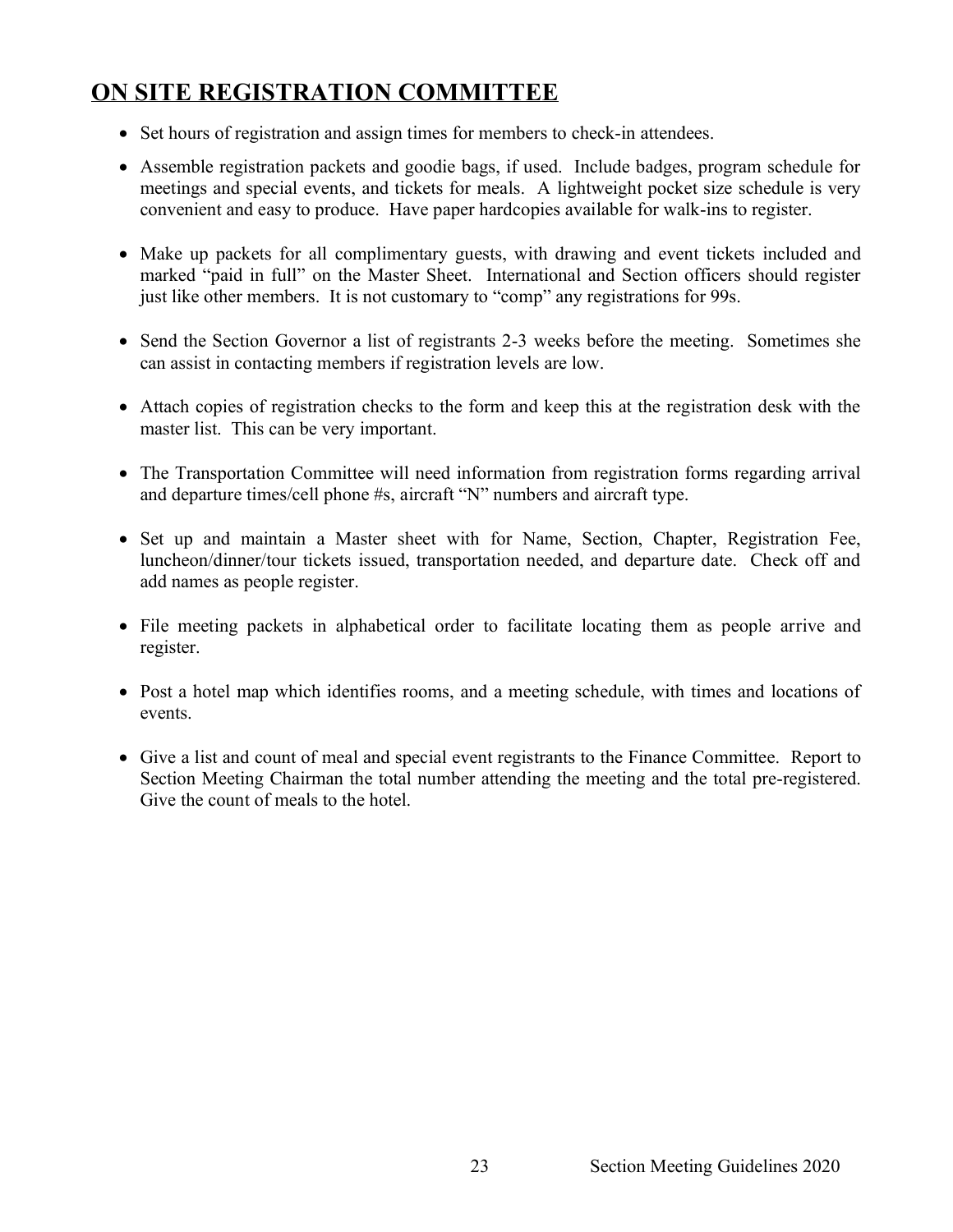## **ON SITE REGISTRATION COMMITTEE**

- Set hours of registration and assign times for members to check-in attendees.
- Assemble registration packets and goodie bags, if used. Include badges, program schedule for meetings and special events, and tickets for meals. A lightweight pocket size schedule is very convenient and easy to produce. Have paper hardcopies available for walk-ins to register.
- Make up packets for all complimentary guests, with drawing and event tickets included and marked "paid in full" on the Master Sheet. International and Section officers should register just like other members. It is not customary to "comp" any registrations for 99s.
- Send the Section Governor a list of registrants 2-3 weeks before the meeting. Sometimes she can assist in contacting members if registration levels are low.
- Attach copies of registration checks to the form and keep this at the registration desk with the master list. This can be very important.
- The Transportation Committee will need information from registration forms regarding arrival and departure times/cell phone #s, aircraft "N" numbers and aircraft type.
- Set up and maintain a Master sheet with for Name, Section, Chapter, Registration Fee, luncheon/dinner/tour tickets issued, transportation needed, and departure date. Check off and add names as people register.
- File meeting packets in alphabetical order to facilitate locating them as people arrive and register.
- Post a hotel map which identifies rooms, and a meeting schedule, with times and locations of events.
- Give a list and count of meal and special event registrants to the Finance Committee. Report to Section Meeting Chairman the total number attending the meeting and the total pre-registered. Give the count of meals to the hotel.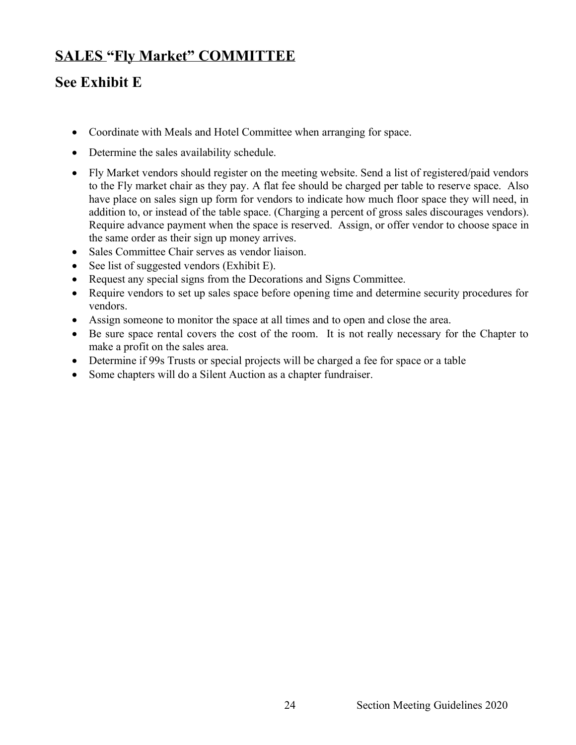## SALES "Fly Market" COMMITTEE

## See Exhibit E

- Coordinate with Meals and Hotel Committee when arranging for space.
- Determine the sales availability schedule.
- Fly Market vendors should register on the meeting website. Send a list of registered/paid vendors to the Fly market chair as they pay. A flat fee should be charged per table to reserve space. Also have place on sales sign up form for vendors to indicate how much floor space they will need, in addition to, or instead of the table space. (Charging a percent of gross sales discourages vendors). Require advance payment when the space is reserved. Assign, or offer vendor to choose space in the same order as their sign up money arrives.
- Sales Committee Chair serves as vendor liaison.
- See list of suggested vendors (Exhibit E).
- Request any special signs from the Decorations and Signs Committee.
- Require vendors to set up sales space before opening time and determine security procedures for vendors.
- Assign someone to monitor the space at all times and to open and close the area.
- Be sure space rental covers the cost of the room. It is not really necessary for the Chapter to make a profit on the sales area.
- Determine if 99s Trusts or special projects will be charged a fee for space or a table
- Some chapters will do a Silent Auction as a chapter fundraiser.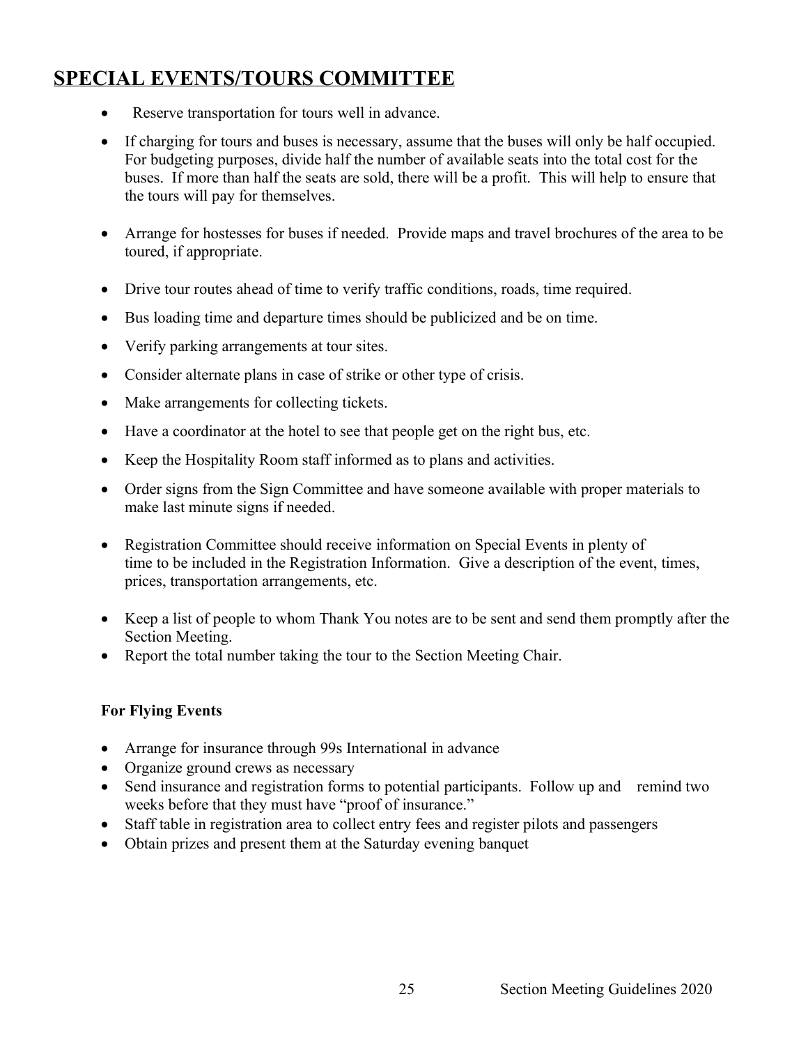## SPECIAL EVENTS/TOURS COMMITTEE

- Reserve transportation for tours well in advance.
- If charging for tours and buses is necessary, assume that the buses will only be half occupied. For budgeting purposes, divide half the number of available seats into the total cost for the buses. If more than half the seats are sold, there will be a profit. This will help to ensure that the tours will pay for themselves.
- Arrange for hostesses for buses if needed. Provide maps and travel brochures of the area to be toured, if appropriate.
- Drive tour routes ahead of time to verify traffic conditions, roads, time required.
- Bus loading time and departure times should be publicized and be on time.
- Verify parking arrangements at tour sites.
- Consider alternate plans in case of strike or other type of crisis.
- Make arrangements for collecting tickets.
- Have a coordinator at the hotel to see that people get on the right bus, etc.
- Keep the Hospitality Room staff informed as to plans and activities.
- Order signs from the Sign Committee and have someone available with proper materials to make last minute signs if needed.
- Registration Committee should receive information on Special Events in plenty of time to be included in the Registration Information. Give a description of the event, times, prices, transportation arrangements, etc.
- Keep a list of people to whom Thank You notes are to be sent and send them promptly after the Section Meeting.
- Report the total number taking the tour to the Section Meeting Chair.

**For Flying Events**

- Arrange for insurance through 99s International in advance
- Organize ground crews as necessary
- Send insurance and registration forms to potential participants. Follow up and remind two weeks before that they must have "proof of insurance."
- Staff table in registration area to collect entry fees and register pilots and passengers
- Obtain prizes and present them at the Saturday evening banquet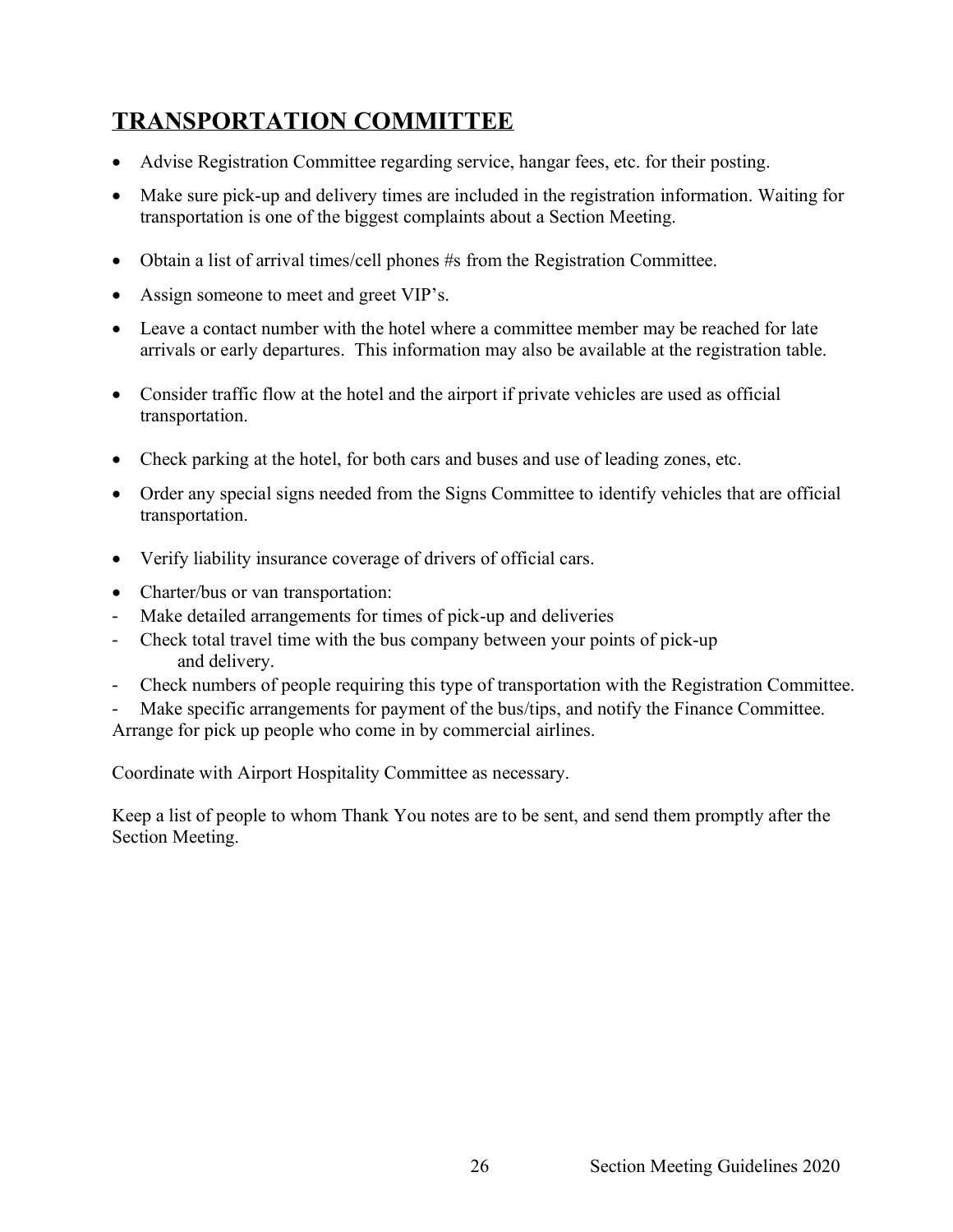## TRANSPORTATION COMMITTEE

- Advise Registration Committee regarding service, hangar fees, etc. for their posting.
- Make sure pick-up and delivery times are included in the registration information. Waiting for transportation is one of the biggest complaints about a Section Meeting.
- Obtain a list of arrival times/cell phones #s from the Registration Committee.
- Assign someone to meet and greet VIP's.
- Leave a contact number with the hotel where a committee member may be reached for late arrivals or early departures. This information may also be available at the registration table.
- Consider traffic flow at the hotel and the airport if private vehicles are used as official transportation.
- Check parking at the hotel, for both cars and buses and use of leading zones, etc.
- Order any special signs needed from the Signs Committee to identify vehicles that are official transportation.
- Verify liability insurance coverage of drivers of official cars.
- Charter/bus or van transportation:

- Make detailed arrangements for times of pick-up and deliveries
- Check total travel time with the bus company between your points of pick-up and delivery.
- Check numbers of people requiring this type of transportation with the Registration Committee.
- Make specific arrangements for payment of the bus/tips, and notify the Finance Committee.

Arrange for pick up people who come in by commercial airlines.

Coordinate with Airport Hospitality Committee as necessary.

Keep a list of people to whom Thank You notes are to be sent, and send them promptly after the Section Meeting.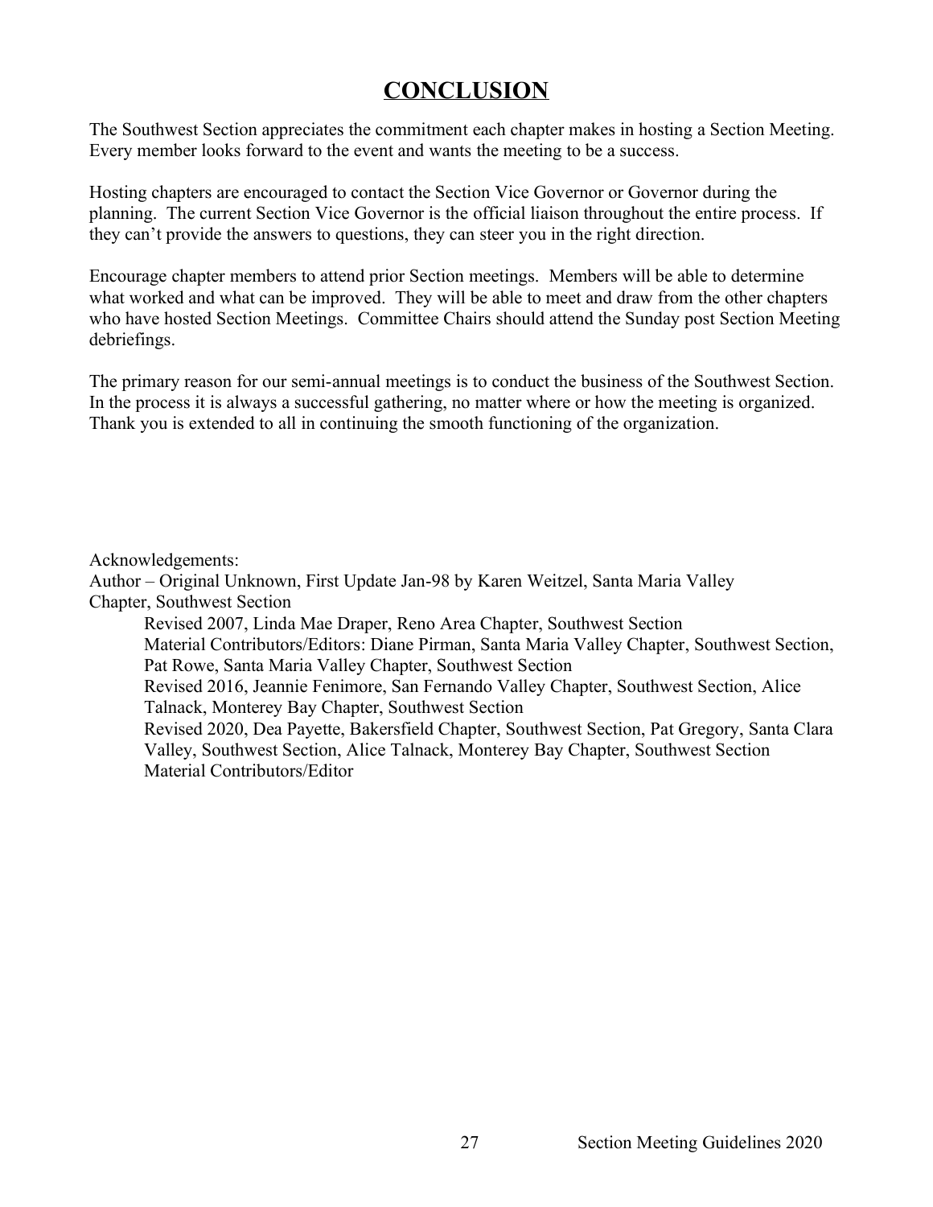# CONCLUSION

The Southwest Section appreciates the commitment each chapter makes in hosting a Section Meeting. Every member looks forward to the event and wants the meeting to be a success.

Hosting chapters are encouraged to contact the Section Vice Governor or Governor during the planning. The current Section Vice Governor is the official liaison throughout the entire process. If they can't provide the answers to questions, they can steer you in the right direction.

Encourage chapter members to attend prior Section meetings. Members will be able to determine what worked and what can be improved. They will be able to meet and draw from the other chapters who have hosted Section Meetings. Committee Chairs should attend the Sunday post Section Meeting debriefings.

The primary reason for our semi-annual meetings is to conduct the business of the Southwest Section. In the process it is always a successful gathering, no matter where or how the meeting is organized. Thank you is extended to all in continuing the smooth functioning of the organization.

Acknowledgements:
Author – Original Unknown, First Update Jan-98 by Karen Weitzel, Santa Maria Valley Chapter, Southwest Section

> Revised 2007, Linda Mae Draper, Reno Area Chapter, Southwest Section
> Material Contributors/Editors: Diane Pirman, Santa Maria Valley Chapter, Southwest Section, Pat Rowe, Santa Maria Valley Chapter, Southwest Section
> Revised 2016, Jeannie Fenimore, San Fernando Valley Chapter, Southwest Section, Alice Talnack, Monterey Bay Chapter, Southwest Section
> Revised 2020, Dea Payette, Bakersfield Chapter, Southwest Section, Pat Gregory, Santa Clara Valley, Southwest Section, Alice Talnack, Monterey Bay Chapter, Southwest Section
> Material Contributors/Editor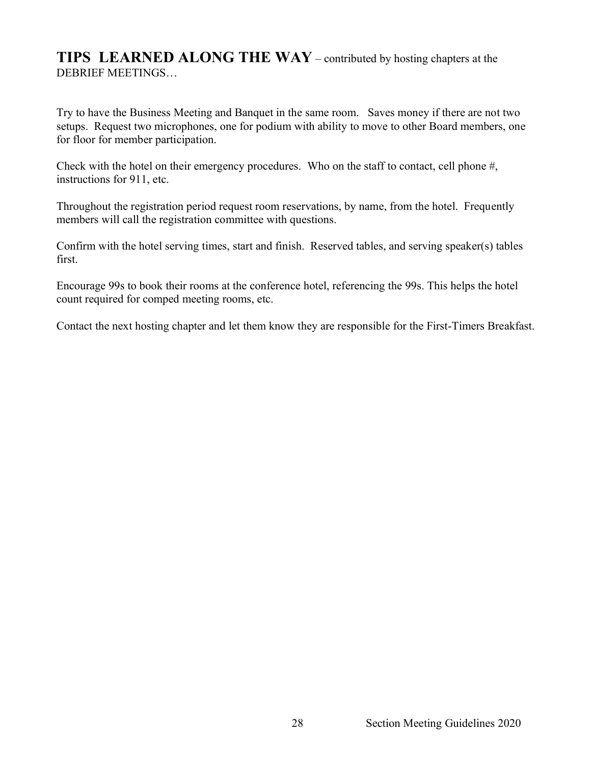**TIPS LEARNED ALONG THE WAY** – contributed by hosting chapters at the DEBRIEF MEETINGS…

Try to have the Business Meeting and Banquet in the same room. Saves money if there are not two setups. Request two microphones, one for podium with ability to move to other Board members, one for floor for member participation.

Check with the hotel on their emergency procedures. Who on the staff to contact, cell phone #, instructions for 911, etc.

Throughout the registration period request room reservations, by name, from the hotel. Frequently members will call the registration committee with questions.

Confirm with the hotel serving times, start and finish. Reserved tables, and serving speaker(s) tables first.

Encourage 99s to book their rooms at the conference hotel, referencing the 99s. This helps the hotel count required for comped meeting rooms, etc.

Contact the next hosting chapter and let them know they are responsible for the First-Timers Breakfast.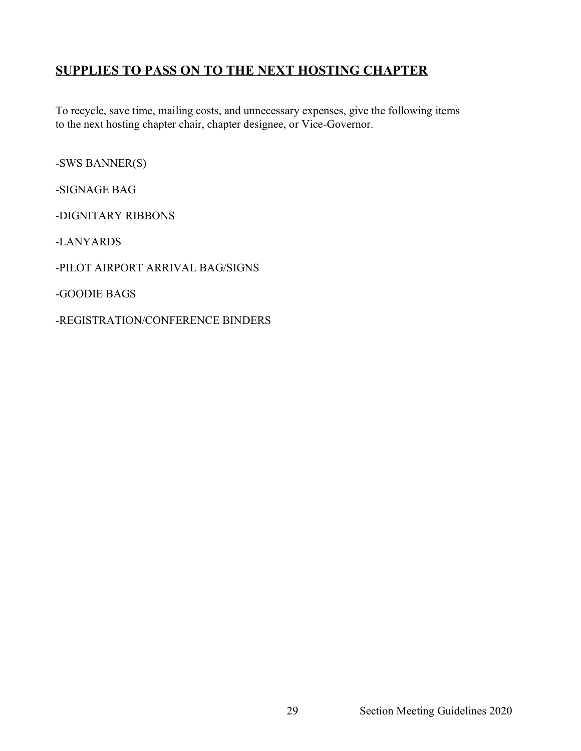## SUPPLIES TO PASS ON TO THE NEXT HOSTING CHAPTER

To recycle, save time, mailing costs, and unnecessary expenses, give the following items to the next hosting chapter chair, chapter designee, or Vice-Governor.

-SWS BANNER(S)

-SIGNAGE BAG

-DIGNITARY RIBBONS

-LANYARDS

-PILOT AIRPORT ARRIVAL BAG/SIGNS

-GOODIE BAGS

-REGISTRATION/CONFERENCE BINDERS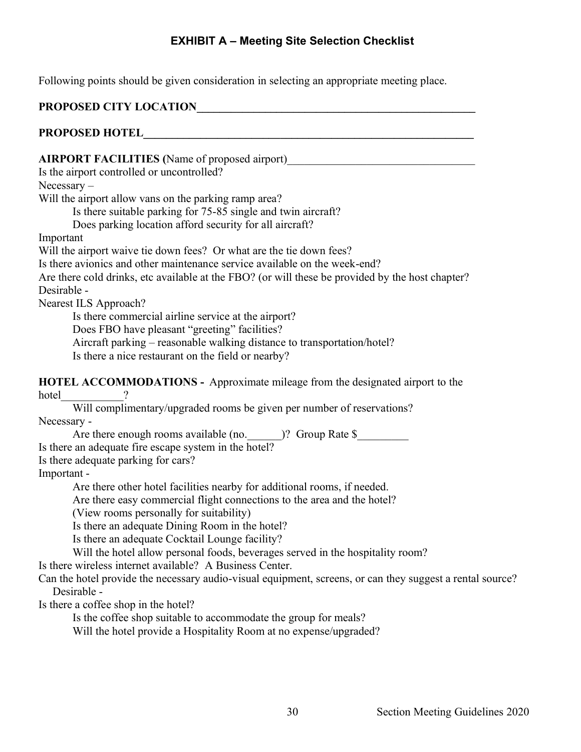## EXHIBIT A – Meeting Site Selection Checklist

Following points should be given consideration in selecting an appropriate meeting place.

**PROPOSED CITY LOCATION**_____________________________________________________

**PROPOSED HOTEL**_____________________________________________________________

**AIRPORT FACILITIES (**Name of proposed airport)_________________________________

Is the airport controlled or uncontrolled?

Necessary –

Will the airport allow vans on the parking ramp area?

- Is there suitable parking for 75-85 single and twin aircraft?
- Does parking location afford security for all aircraft?

Important

Will the airport waive tie down fees? Or what are the tie down fees?

Is there avionics and other maintenance service available on the week-end?

Are there cold drinks, etc available at the FBO? (or will these be provided by the host chapter?

Desirable -

Nearest ILS Approach?

- Is there commercial airline service at the airport?
- Does FBO have pleasant "greeting" facilities?
- Aircraft parking – reasonable walking distance to transportation/hotel?
- Is there a nice restaurant on the field or nearby?

**HOTEL ACCOMMODATIONS -** Approximate mileage from the designated airport to the hotel___________?

- Will complimentary/upgraded rooms be given per number of reservations?

Necessary -

- Are there enough rooms available (no.______)? Group Rate $_________

Is there an adequate fire escape system in the hotel?

Is there adequate parking for cars?

Important -

- Are there other hotel facilities nearby for additional rooms, if needed.
- Are there easy commercial flight connections to the area and the hotel?
- (View rooms personally for suitability)
- Is there an adequate Dining Room in the hotel?
- Is there an adequate Cocktail Lounge facility?
- Will the hotel allow personal foods, beverages served in the hospitality room?

Is there wireless internet available? A Business Center.

Can the hotel provide the necessary audio-visual equipment, screens, or can they suggest a rental source?

Desirable -

Is there a coffee shop in the hotel?

- Is the coffee shop suitable to accommodate the group for meals?
- Will the hotel provide a Hospitality Room at no expense/upgraded?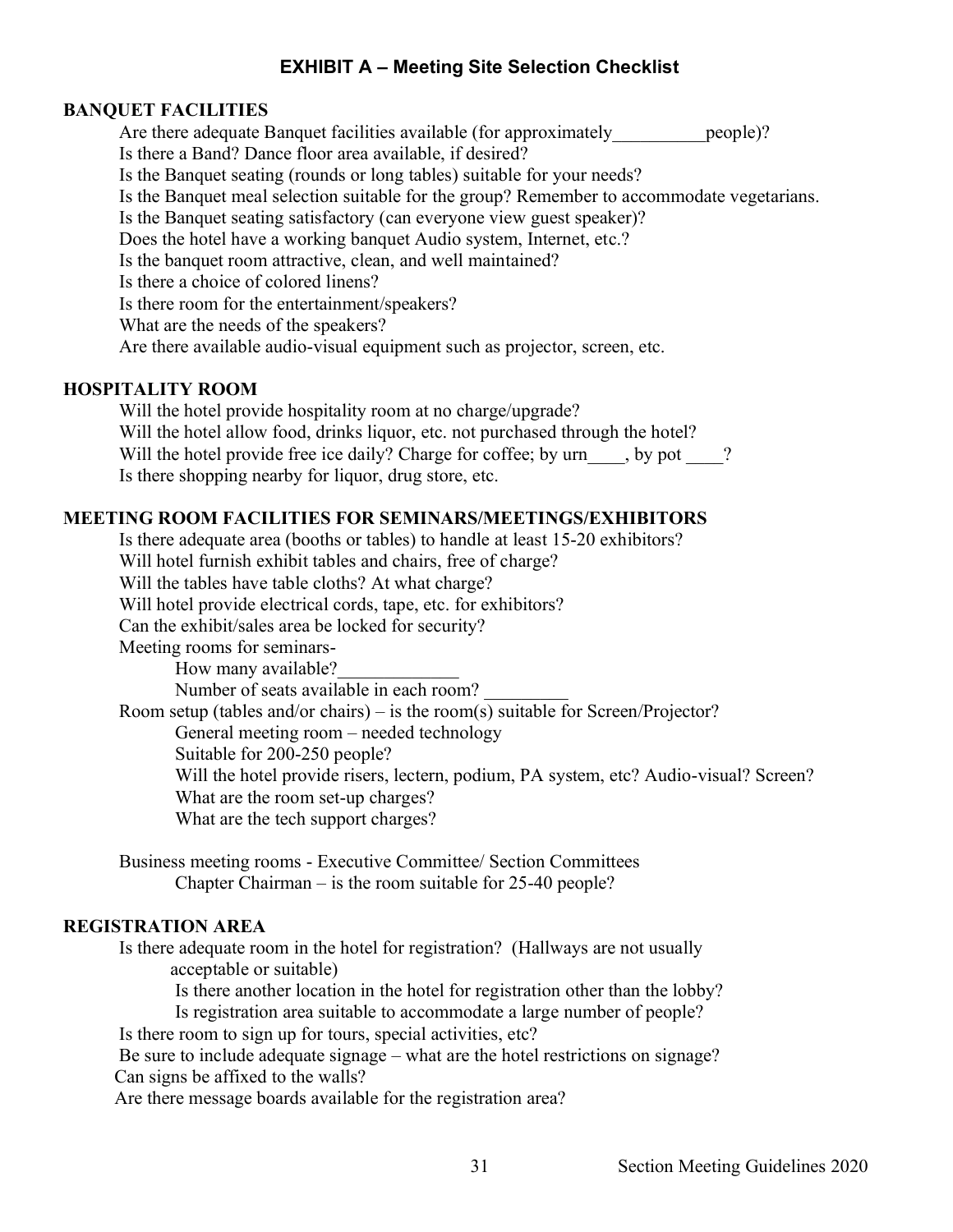## EXHIBIT A – Meeting Site Selection Checklist

### BANQUET FACILITIES

Are there adequate Banquet facilities available (for approximately__________people)?
Is there a Band? Dance floor area available, if desired?
Is the Banquet seating (rounds or long tables) suitable for your needs?
Is the Banquet meal selection suitable for the group? Remember to accommodate vegetarians.
Is the Banquet seating satisfactory (can everyone view guest speaker)?
Does the hotel have a working banquet Audio system, Internet, etc.?
Is the banquet room attractive, clean, and well maintained?
Is there a choice of colored linens?
Is there room for the entertainment/speakers?
What are the needs of the speakers?
Are there available audio-visual equipment such as projector, screen, etc.

### HOSPITALITY ROOM

Will the hotel provide hospitality room at no charge/upgrade?
Will the hotel allow food, drinks liquor, etc. not purchased through the hotel?
Will the hotel provide free ice daily? Charge for coffee; by urn____, by pot ____?
Is there shopping nearby for liquor, drug store, etc.

### MEETING ROOM FACILITIES FOR SEMINARS/MEETINGS/EXHIBITORS

Is there adequate area (booths or tables) to handle at least 15-20 exhibitors?
Will hotel furnish exhibit tables and chairs, free of charge?
Will the tables have table cloths? At what charge?
Will hotel provide electrical cords, tape, etc. for exhibitors?
Can the exhibit/sales area be locked for security?
Meeting rooms for seminars-

- How many available?_____________
- Number of seats available in each room? _________

Room setup (tables and/or chairs) – is the room(s) suitable for Screen/Projector?

- General meeting room – needed technology
- Suitable for 200-250 people?
- Will the hotel provide risers, lectern, podium, PA system, etc? Audio-visual? Screen?
- What are the room set-up charges?
- What are the tech support charges?

Business meeting rooms - Executive Committee/ Section Committees

- Chapter Chairman – is the room suitable for 25-40 people?

### REGISTRATION AREA

Is there adequate room in the hotel for registration? (Hallways are not usually acceptable or suitable)

- Is there another location in the hotel for registration other than the lobby?
- Is registration area suitable to accommodate a large number of people?

Is there room to sign up for tours, special activities, etc?
Be sure to include adequate signage – what are the hotel restrictions on signage?
Can signs be affixed to the walls?
Are there message boards available for the registration area?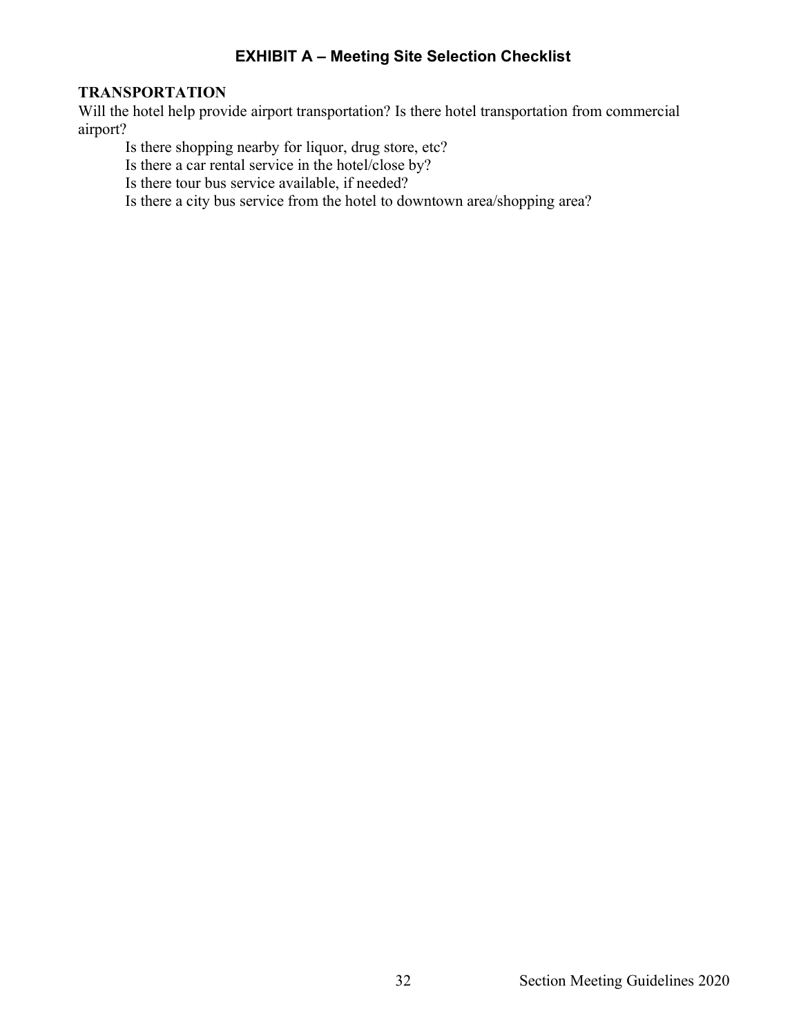## EXHIBIT A – Meeting Site Selection Checklist

**TRANSPORTATION**

Will the hotel help provide airport transportation? Is there hotel transportation from commercial airport?

Is there shopping nearby for liquor, drug store, etc?

Is there a car rental service in the hotel/close by?

Is there tour bus service available, if needed?

Is there a city bus service from the hotel to downtown area/shopping area?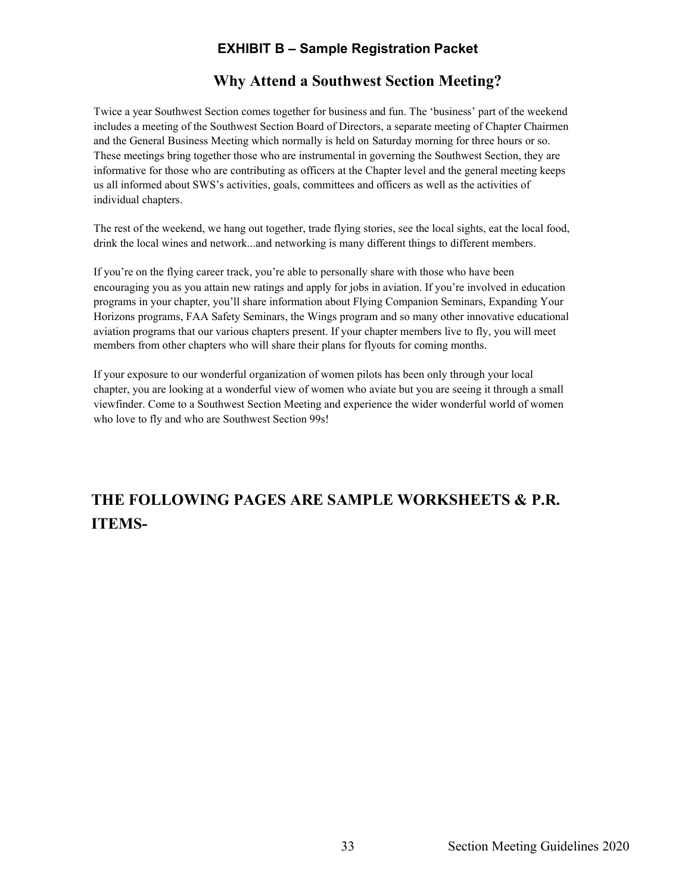## EXHIBIT B – Sample Registration Packet

# Why Attend a Southwest Section Meeting?

Twice a year Southwest Section comes together for business and fun. The 'business' part of the weekend includes a meeting of the Southwest Section Board of Directors, a separate meeting of Chapter Chairmen and the General Business Meeting which normally is held on Saturday morning for three hours or so. These meetings bring together those who are instrumental in governing the Southwest Section, they are informative for those who are contributing as officers at the Chapter level and the general meeting keeps us all informed about SWS's activities, goals, committees and officers as well as the activities of individual chapters.

The rest of the weekend, we hang out together, trade flying stories, see the local sights, eat the local food, drink the local wines and network...and networking is many different things to different members.

If you're on the flying career track, you're able to personally share with those who have been encouraging you as you attain new ratings and apply for jobs in aviation. If you're involved in education programs in your chapter, you'll share information about Flying Companion Seminars, Expanding Your Horizons programs, FAA Safety Seminars, the Wings program and so many other innovative educational aviation programs that our various chapters present. If your chapter members live to fly, you will meet members from other chapters who will share their plans for flyouts for coming months.

If your exposure to our wonderful organization of women pilots has been only through your local chapter, you are looking at a wonderful view of women who aviate but you are seeing it through a small viewfinder. Come to a Southwest Section Meeting and experience the wider wonderful world of women who love to fly and who are Southwest Section 99s!

## THE FOLLOWING PAGES ARE SAMPLE WORKSHEETS & P.R. ITEMS-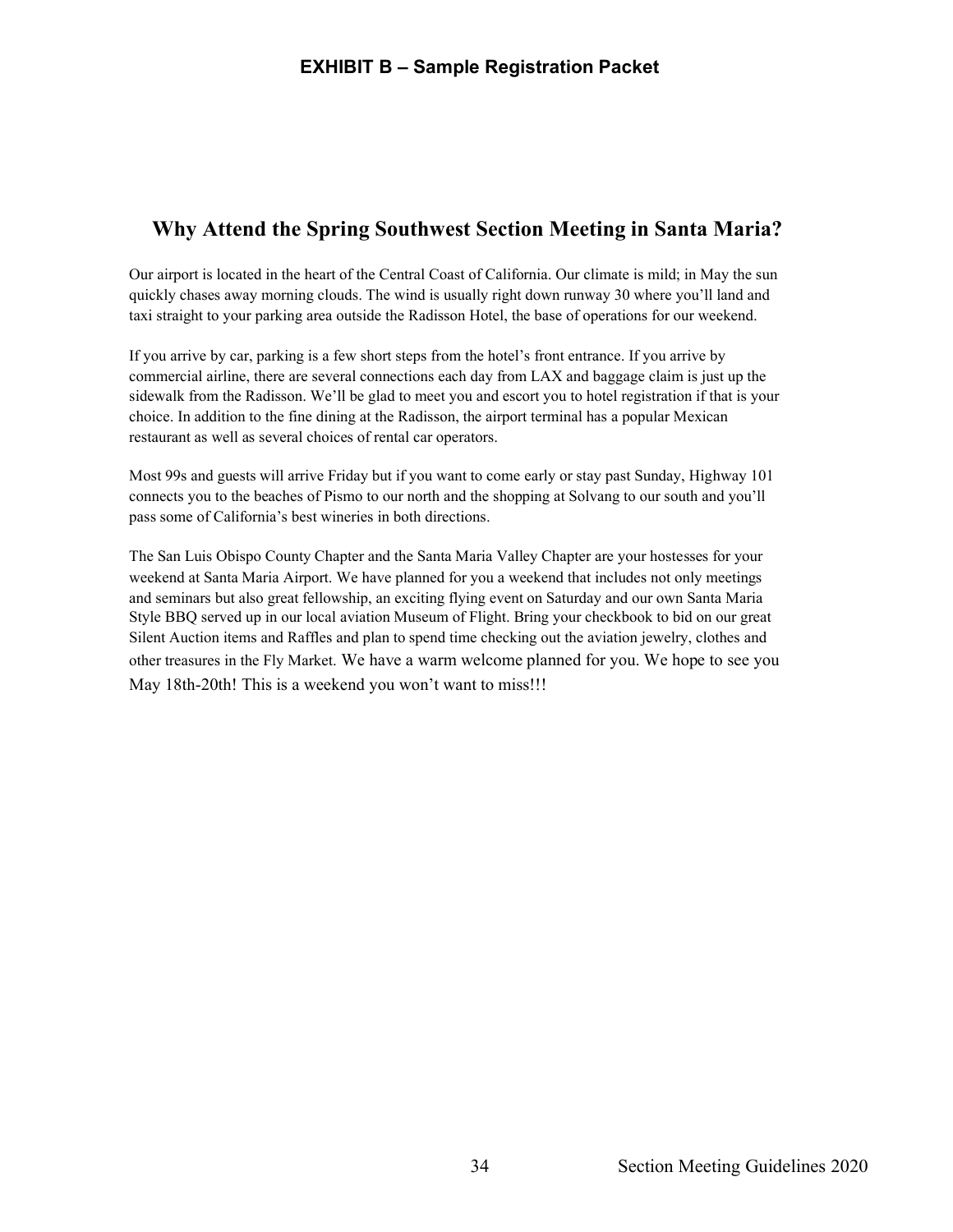## EXHIBIT B – Sample Registration Packet

# Why Attend the Spring Southwest Section Meeting in Santa Maria?

Our airport is located in the heart of the Central Coast of California. Our climate is mild; in May the sun quickly chases away morning clouds. The wind is usually right down runway 30 where you'll land and taxi straight to your parking area outside the Radisson Hotel, the base of operations for our weekend.

If you arrive by car, parking is a few short steps from the hotel's front entrance. If you arrive by commercial airline, there are several connections each day from LAX and baggage claim is just up the sidewalk from the Radisson. We'll be glad to meet you and escort you to hotel registration if that is your choice. In addition to the fine dining at the Radisson, the airport terminal has a popular Mexican restaurant as well as several choices of rental car operators.

Most 99s and guests will arrive Friday but if you want to come early or stay past Sunday, Highway 101 connects you to the beaches of Pismo to our north and the shopping at Solvang to our south and you'll pass some of California's best wineries in both directions.

The San Luis Obispo County Chapter and the Santa Maria Valley Chapter are your hostesses for your weekend at Santa Maria Airport. We have planned for you a weekend that includes not only meetings and seminars but also great fellowship, an exciting flying event on Saturday and our own Santa Maria Style BBQ served up in our local aviation Museum of Flight. Bring your checkbook to bid on our great Silent Auction items and Raffles and plan to spend time checking out the aviation jewelry, clothes and other treasures in the Fly Market. We have a warm welcome planned for you. We hope to see you May 18th-20th! This is a weekend you won't want to miss!!!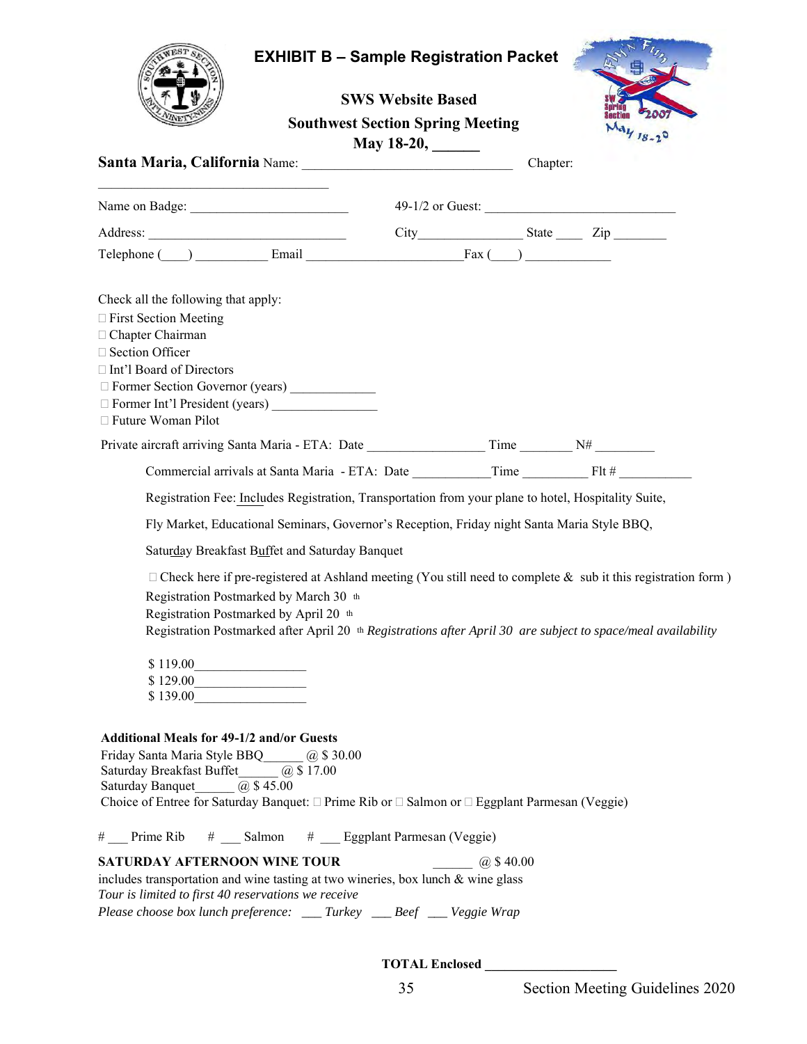# EXHIBIT B – Sample Registration Packet

**SWS Website Based**

**Southwest Section Spring Meeting**

**May 18-20, ______**

**Santa Maria, California** Name: ________________________________ Chapter: ____________________________________

Name on Badge: ________________________ 49-1/2 or Guest: _____________________________

Address: ______________________________ City________________ State ____ Zip ________

Telephone (____) ___________ Email _______________________Fax (____) _____________

Check all the following that apply:

- ☐ First Section Meeting
- ☐ Chapter Chairman
- ☐ Section Officer
- ☐ Int'l Board of Directors
- ☐ Former Section Governor (years) _____________
- ☐ Former Int'l President (years) ________________
- ☐ Future Woman Pilot

Private aircraft arriving Santa Maria - ETA: Date __________________ Time ________ N# _________

Commercial arrivals at Santa Maria - ETA: Date ____________Time __________ Flt # ___________

Registration Fee: Includes Registration, Transportation from your plane to hotel, Hospitality Suite, Fly Market, Educational Seminars, Governor's Reception, Friday night Santa Maria Style BBQ, Saturday Breakfast Buffet and Saturday Banquet

☐ Check here if pre-registered at Ashland meeting (You still need to complete & sub it this registration form )

Registration Postmarked by March 30th
Registration Postmarked by April 20th
Registration Postmarked after April 20th *Registrations after April 30 are subject to space/meal availability*

$ 119.00_________________
$ 129.00_________________
$ 139.00_________________

**Additional Meals for 49-1/2 and/or Guests**

Friday Santa Maria Style BBQ______ @ $ 30.00
Saturday Breakfast Buffet______ @ $ 17.00
Saturday Banquet______ @ $ 45.00
Choice of Entree for Saturday Banquet: ☐ Prime Rib or ☐ Salmon or ☐ Eggplant Parmesan (Veggie)

# ___ Prime Rib # ___ Salmon # ___ Eggplant Parmesan (Veggie)

**SATURDAY AFTERNOON WINE TOUR** ______ @ $ 40.00
includes transportation and wine tasting at two wineries, box lunch & wine glass
*Tour is limited to first 40 reservations we receive*
*Please choose box lunch preference: ___ Turkey ___ Beef ___ Veggie Wrap*

**TOTAL Enclosed ___________________**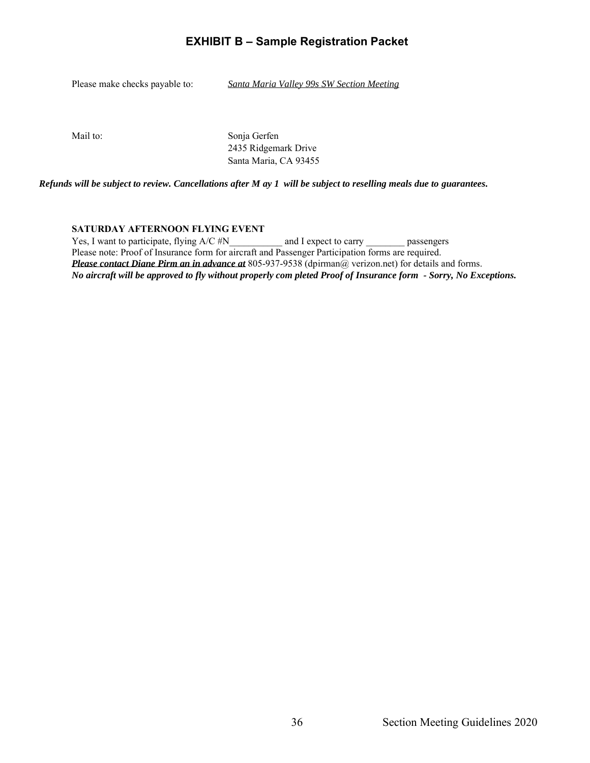## EXHIBIT B – Sample Registration Packet

Please make checks payable to: *Santa Maria Valley 99s SW Section Meeting*

Mail to: Sonja Gerfen
2435 Ridgemark Drive
Santa Maria, CA 93455

***Refunds will be subject to review. Cancellations after M ay 1 will be subject to reselling meals due to guarantees.***

**SATURDAY AFTERNOON FLYING EVENT**

Yes, I want to participate, flying A/C #N___________ and I expect to carry ________ passengers
Please note: Proof of Insurance form for aircraft and Passenger Participation forms are required.
***Please contact Diane Pirm an in advance at*** 805-937-9538 (dpirman@ verizon.net) for details and forms.
***No aircraft will be approved to fly without properly com pleted Proof of Insurance form - Sorry, No Exceptions.***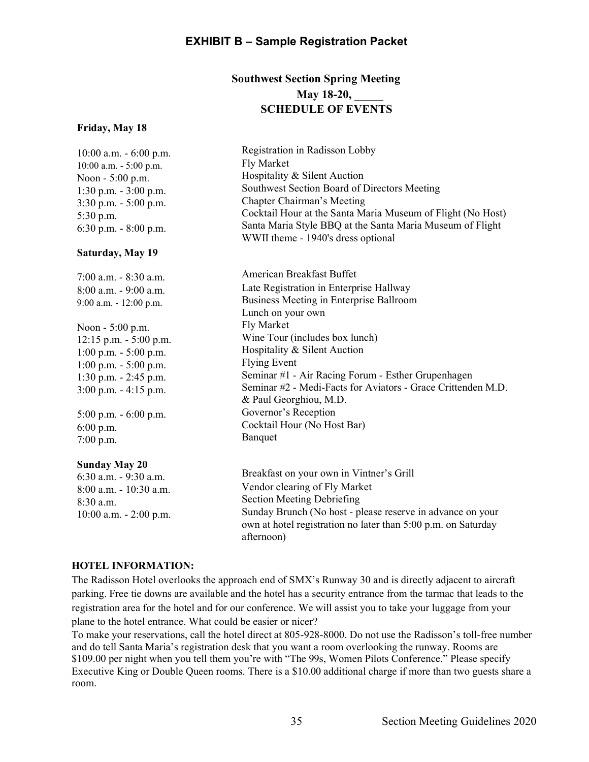## EXHIBIT B – Sample Registration Packet

### Southwest Section Spring Meeting
### May 18-20, _____
### SCHEDULE OF EVENTS

**Friday, May 18**

| | |
|---|---|
| 10:00 a.m. - 6:00 p.m. | Registration in Radisson Lobby |
| 10:00 a.m. - 5:00 p.m. | Fly Market |
| Noon - 5:00 p.m. | Hospitality & Silent Auction |
| 1:30 p.m. - 3:00 p.m. | Southwest Section Board of Directors Meeting |
| 3:30 p.m. - 5:00 p.m. | Chapter Chairman's Meeting |
| 5:30 p.m. | Cocktail Hour at the Santa Maria Museum of Flight (No Host) |
| 6:30 p.m. - 8:00 p.m. | Santa Maria Style BBQ at the Santa Maria Museum of Flight WWII theme - 1940's dress optional |

**Saturday, May 19**

| | |
|---|---|
| 7:00 a.m. - 8:30 a.m. | American Breakfast Buffet |
| 8:00 a.m. - 9:00 a.m. | Late Registration in Enterprise Hallway |
| 9:00 a.m. - 12:00 p.m. | Business Meeting in Enterprise Ballroom |
| | Lunch on your own |
| Noon - 5:00 p.m. | Fly Market |
| 12:15 p.m. - 5:00 p.m. | Wine Tour (includes box lunch) |
| 1:00 p.m. - 5:00 p.m. | Hospitality & Silent Auction |
| 1:00 p.m. - 5:00 p.m. | Flying Event |
| 1:30 p.m. - 2:45 p.m. | Seminar #1 - Air Racing Forum - Esther Grupenhagen |
| 3:00 p.m. - 4:15 p.m. | Seminar #2 - Medi-Facts for Aviators - Grace Crittenden M.D. & Paul Georghiou, M.D. |
| 5:00 p.m. - 6:00 p.m. | Governor's Reception |
| 6:00 p.m. | Cocktail Hour (No Host Bar) |
| 7:00 p.m. | Banquet |

**Sunday May 20**

| | |
|---|---|
| 6:30 a.m. - 9:30 a.m. | Breakfast on your own in Vintner's Grill |
| 8:00 a.m. - 10:30 a.m. | Vendor clearing of Fly Market |
| 8:30 a.m. | Section Meeting Debriefing |
| 10:00 a.m. - 2:00 p.m. | Sunday Brunch (No host - please reserve in advance on your own at hotel registration no later than 5:00 p.m. on Saturday afternoon) |

**HOTEL INFORMATION:**

The Radisson Hotel overlooks the approach end of SMX's Runway 30 and is directly adjacent to aircraft parking. Free tie downs are available and the hotel has a security entrance from the tarmac that leads to the registration area for the hotel and for our conference. We will assist you to take your luggage from your plane to the hotel entrance. What could be easier or nicer?

To make your reservations, call the hotel direct at 805-928-8000. Do not use the Radisson's toll-free number and do tell Santa Maria's registration desk that you want a room overlooking the runway. Rooms are $109.00 per night when you tell them you're with "The 99s, Women Pilots Conference." Please specify Executive King or Double Queen rooms. There is a $10.00 additional charge if more than two guests share a room.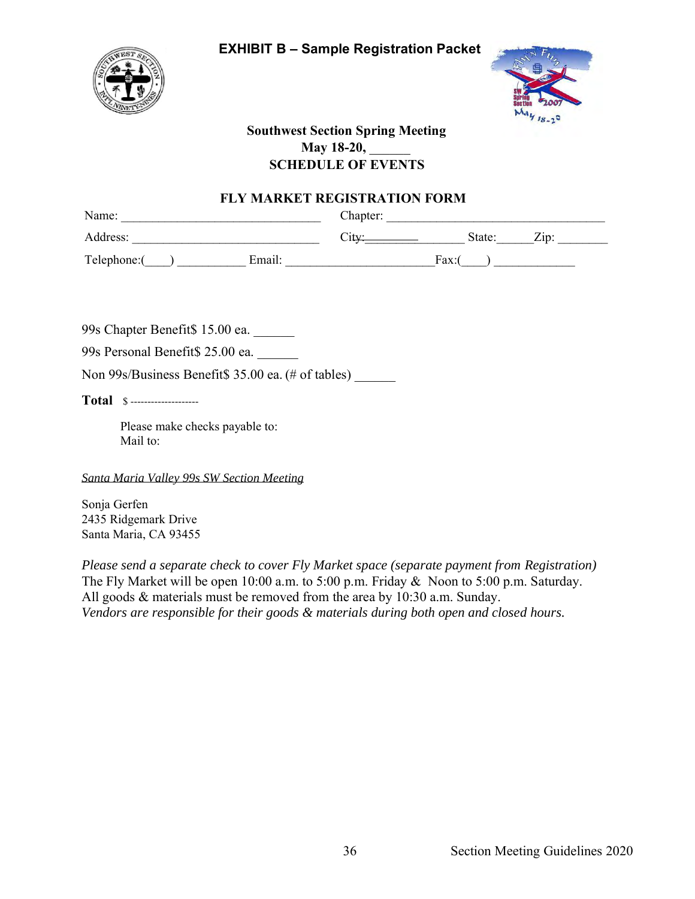## EXHIBIT B – Sample Registration Packet

**Southwest Section Spring Meeting**
**May 18-20, ______**
**SCHEDULE OF EVENTS**

### FLY MARKET REGISTRATION FORM

Name: ________________________________ Chapter: ___________________________________

Address: ______________________________ City:_________________ State:______Zip: ________

Telephone:(____) ___________ Email: ________________________Fax:(____) _____________

99s Chapter Benefit$ 15.00 ea. ______

99s Personal Benefit$ 25.00 ea. ______

Non 99s/Business Benefit$ 35.00 ea. (# of tables) ______

**Total** $ --------------------

Please make checks payable to:
Mail to:

*Santa Maria Valley 99s SW Section Meeting*

Sonja Gerfen
2435 Ridgemark Drive
Santa Maria, CA 93455

*Please send a separate check to cover Fly Market space (separate payment from Registration)*
The Fly Market will be open 10:00 a.m. to 5:00 p.m. Friday & Noon to 5:00 p.m. Saturday.
All goods & materials must be removed from the area by 10:30 a.m. Sunday.
*Vendors are responsible for their goods & materials during both open and closed hours.*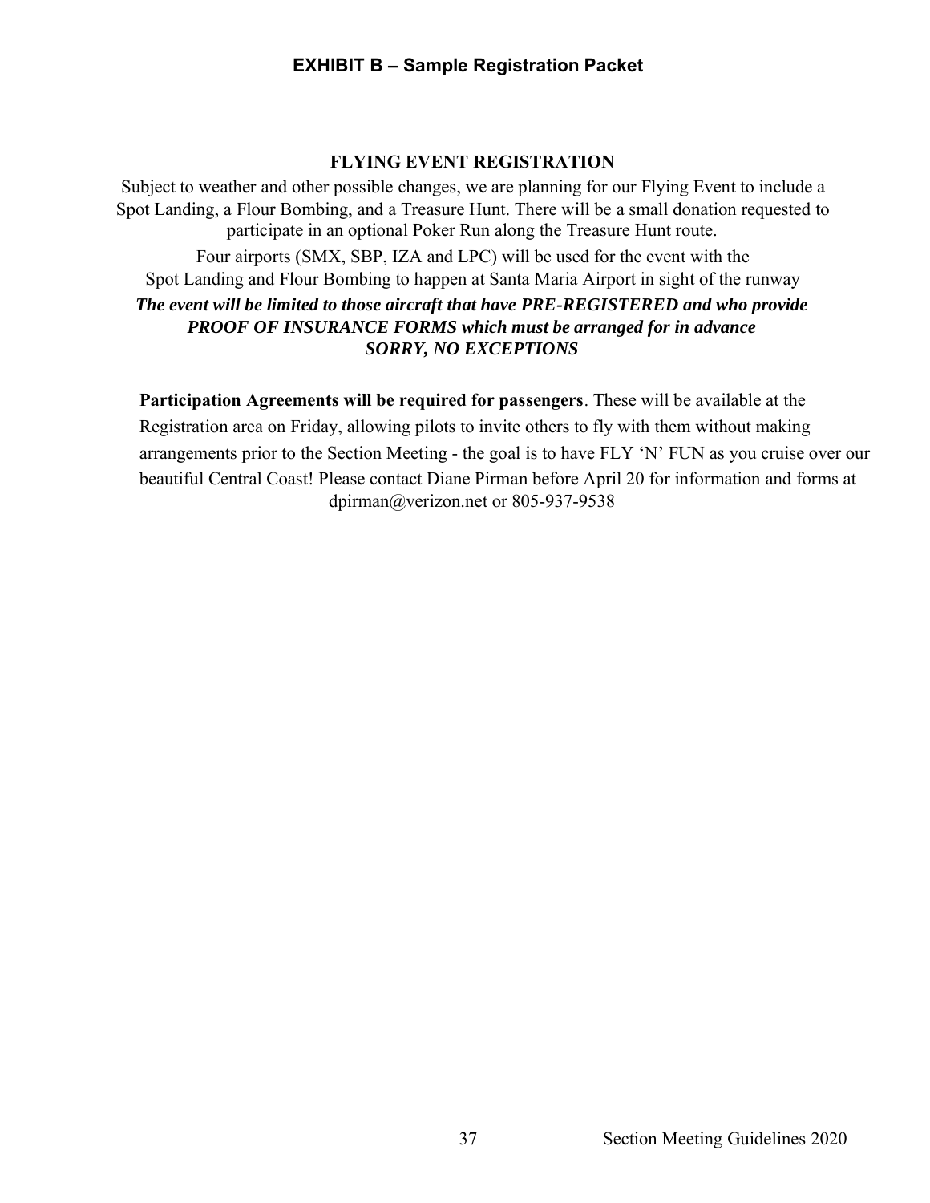## EXHIBIT B – Sample Registration Packet

### FLYING EVENT REGISTRATION

Subject to weather and other possible changes, we are planning for our Flying Event to include a Spot Landing, a Flour Bombing, and a Treasure Hunt. There will be a small donation requested to participate in an optional Poker Run along the Treasure Hunt route.

Four airports (SMX, SBP, IZA and LPC) will be used for the event with the Spot Landing and Flour Bombing to happen at Santa Maria Airport in sight of the runway

***The event will be limited to those aircraft that have PRE-REGISTERED and who provide PROOF OF INSURANCE FORMS which must be arranged for in advance SORRY, NO EXCEPTIONS***

**Participation Agreements will be required for passengers**. These will be available at the Registration area on Friday, allowing pilots to invite others to fly with them without making arrangements prior to the Section Meeting - the goal is to have FLY 'N' FUN as you cruise over our beautiful Central Coast! Please contact Diane Pirman before April 20 for information and forms at dpirman@verizon.net or 805-937-9538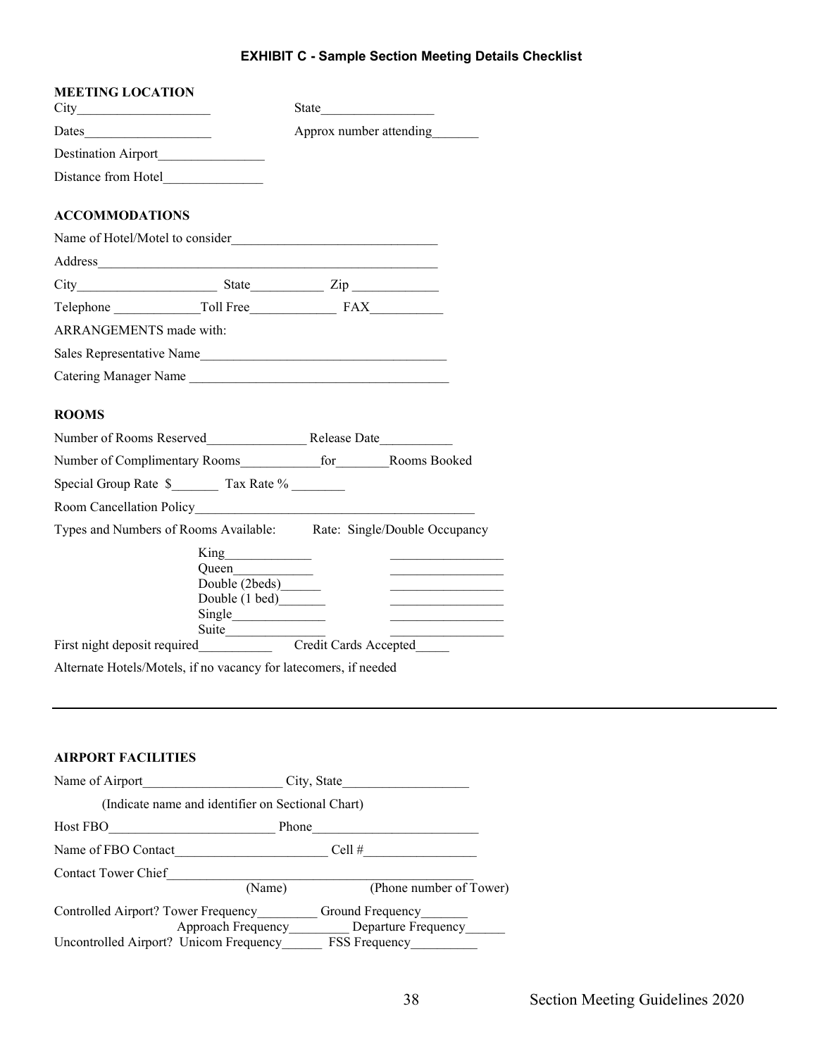## EXHIBIT C - Sample Section Meeting Details Checklist

### MEETING LOCATION

City____________________ State_________________

Dates___________________ Approx number attending_______

Destination Airport________________

Distance from Hotel_______________

### ACCOMMODATIONS

Name of Hotel/Motel to consider______________________________

Address__________________________________________________

City_____________________ State___________ Zip _____________

Telephone _____________Toll Free_____________ FAX___________

ARRANGEMENTS made with:

Sales Representative Name_____________________________________

Catering Manager Name ______________________________________

### ROOMS

Number of Rooms Reserved_______________ Release Date___________

Number of Complimentary Rooms____________for________Rooms Booked

Special Group Rate $_______ Tax Rate % ________

Room Cancellation Policy__________________________________________

Types and Numbers of Rooms Available: Rate: Single/Double Occupancy

| Room Type | Rate: Single/Double Occupancy |
|---|---|
| King_____________ | _________________ |
| Queen____________ | _________________ |
| Double (2beds)______ | _________________ |
| Double (1 bed)_______ | _________________ |
| Single______________ | _________________ |
| Suite_______________ | _________________ |

First night deposit required___________ Credit Cards Accepted_____

Alternate Hotels/Motels, if no vacancy for latecomers, if needed

---

### AIRPORT FACILITIES

Name of Airport_____________________ City, State___________________

(Indicate name and identifier on Sectional Chart)

Host FBO_________________________ Phone_________________________

Name of FBO Contact______________________ Cell #_________________

Contact Tower Chief__________________________________________
(Name) (Phone number of Tower)

Controlled Airport? Tower Frequency_________ Ground Frequency_______
Approach Frequency_________ Departure Frequency______

Uncontrolled Airport? Unicom Frequency______ FSS Frequency__________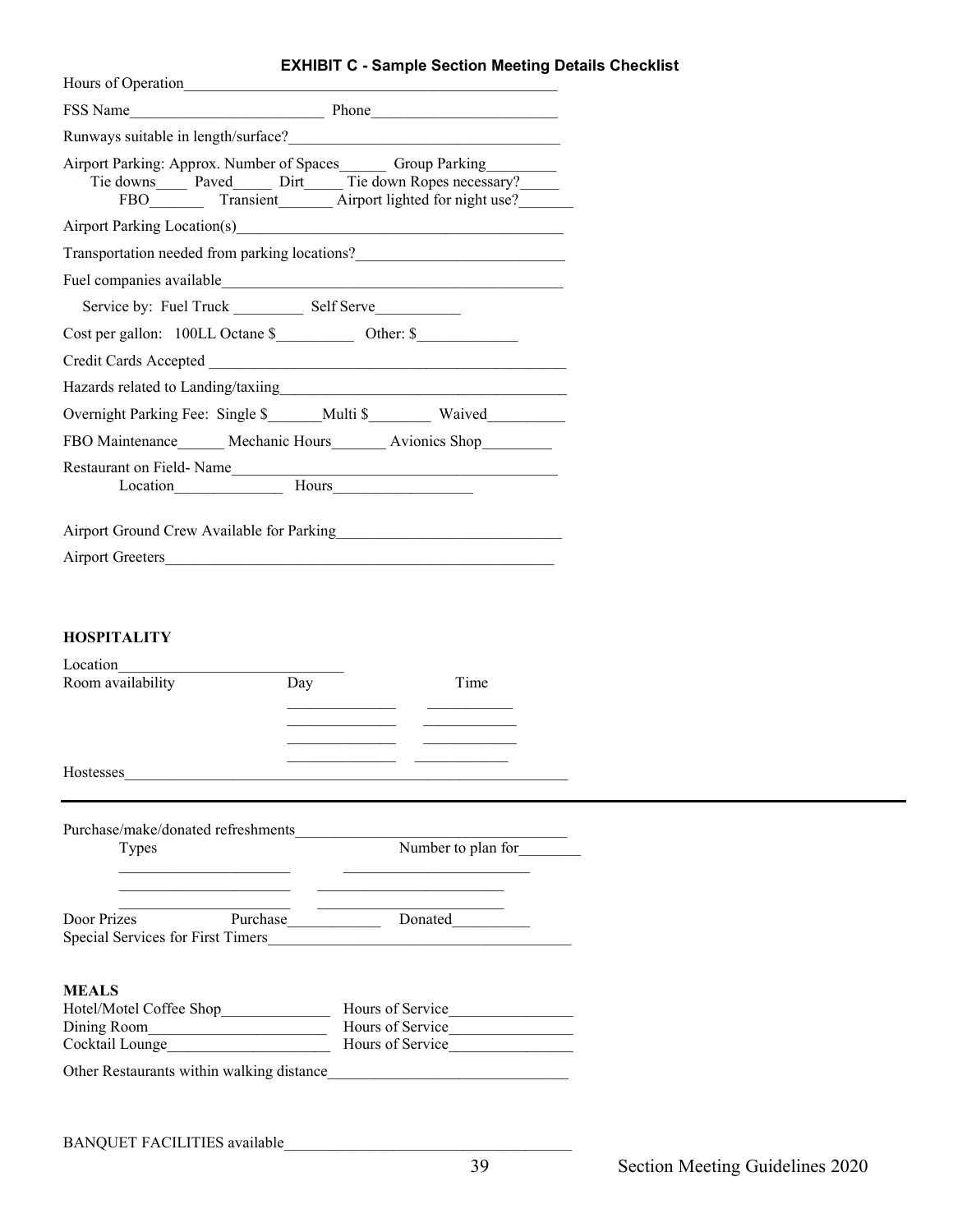## EXHIBIT C - Sample Section Meeting Details Checklist

Hours of Operation_______________________________________________

FSS Name________________________ Phone_______________________

Runways suitable in length/surface?__________________________________

Airport Parking: Approx. Number of Spaces______ Group Parking_________
Tie downs____ Paved_____ Dirt_____ Tie down Ropes necessary?_____
FBO_______ Transient_______ Airport lighted for night use?_______

Airport Parking Location(s)_________________________________________

Transportation needed from parking locations?__________________________

Fuel companies available___________________________________________

Service by: Fuel Truck _________ Self Serve___________

Cost per gallon: 100LL Octane $__________ Other: $_____________

Credit Cards Accepted _____________________________________________

Hazards related to Landing/taxiing____________________________________

Overnight Parking Fee: Single $_______Multi $________ Waived__________

FBO Maintenance______ Mechanic Hours_______ Avionics Shop_________

Restaurant on Field- Name__________________________________________
Location______________ Hours_________________

Airport Ground Crew Available for Parking_____________________________

Airport Greeters_________________________________________________

### HOSPITALITY

Location_____________________________

| Room availability | Day | Time |
|---|---|---|
| | ______________ | ___________ |
| | ______________ | ___________ |
| | ______________ | ___________ |
| | ______________ | ___________ |

Hostesses_______________________________________________________

Purchase/make/donated refreshments__________________________________

| Types | Number to plan for________ |
|---|---|
| ______________________ | ________________________ |
| ______________________ | ________________________ |
| ______________________ | ________________________ |

Door Prizes Purchase___________ Donated__________

Special Services for First Timers_____________________________________

### MEALS

Hotel/Motel Coffee Shop______________ Hours of Service________________

Dining Room_______________________ Hours of Service________________

Cocktail Lounge_____________________ Hours of Service________________

Other Restaurants within walking distance_______________________________

BANQUET FACILITIES available_____________________________________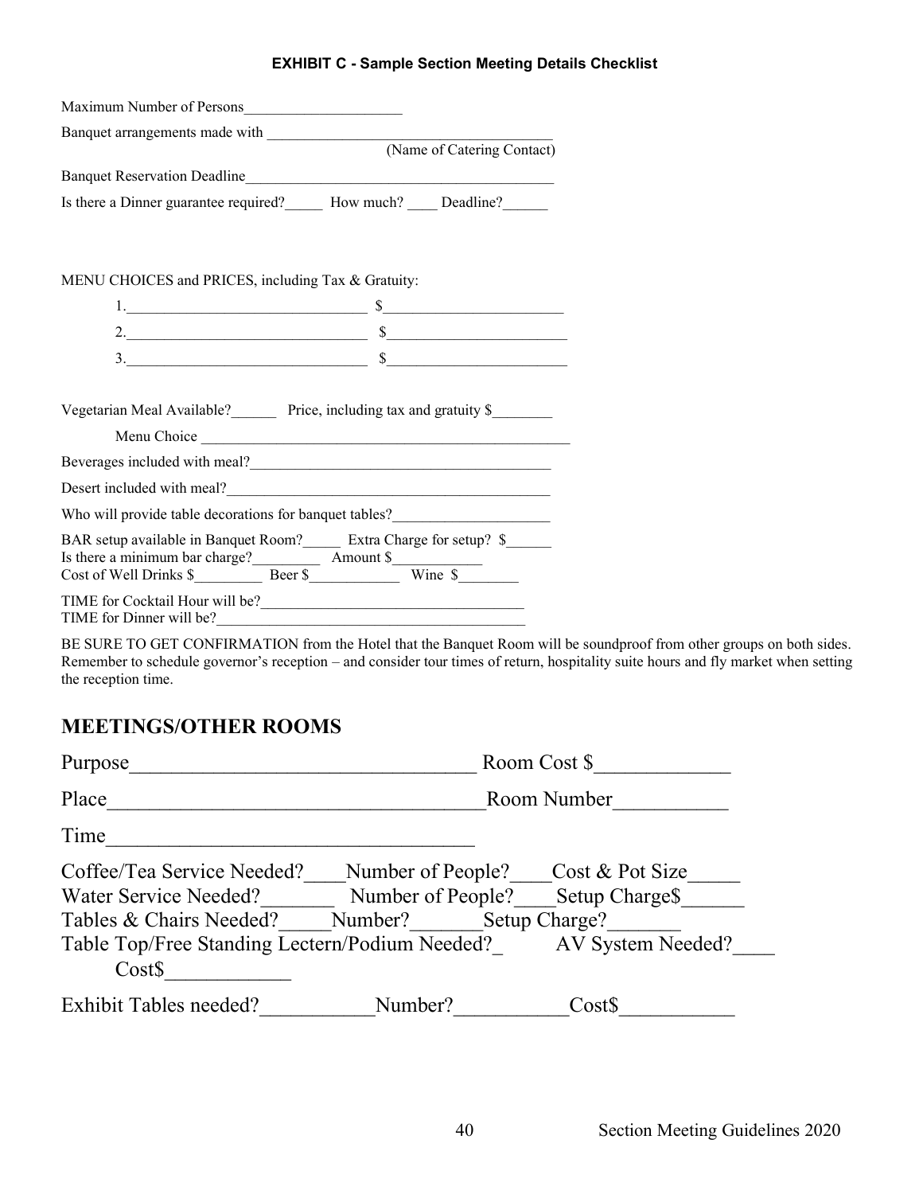**EXHIBIT C - Sample Section Meeting Details Checklist**

Maximum Number of Persons_____________________

Banquet arrangements made with ______________________________________
(Name of Catering Contact)

Banquet Reservation Deadline___________________________________________

Is there a Dinner guarantee required?_____ How much? ____ Deadline?______

MENU CHOICES and PRICES, including Tax & Gratuity:

1.________________________________ $________________________

2.________________________________ $________________________

3.________________________________ $________________________

Vegetarian Meal Available?______ Price, including tax and gratuity $________

Menu Choice ___________________________________________________

Beverages included with meal?__________________________________________

Desert included with meal?_____________________________________________

Who will provide table decorations for banquet tables?_____________________

BAR setup available in Banquet Room?_____ Extra Charge for setup? $______
Is there a minimum bar charge?_________ Amount $____________
Cost of Well Drinks $_________ Beer $____________ Wine $________

TIME for Cocktail Hour will be?____________________________________
TIME for Dinner will be?__________________________________________

BE SURE TO GET CONFIRMATION from the Hotel that the Banquet Room will be soundproof from other groups on both sides. Remember to schedule governor's reception – and consider tour times of return, hospitality suite hours and fly market when setting the reception time.

## MEETINGS/OTHER ROOMS

Purpose_________________________________ Room Cost $_____________

Place___________________________________Room Number___________

Time___________________________________

Coffee/Tea Service Needed?____Number of People?____Cost & Pot Size_____
Water Service Needed?_______ Number of People?____Setup Charge$______
Tables & Chairs Needed?_____Number?_______Setup Charge?_______
Table Top/Free Standing Lectern/Podium Needed?_ AV System Needed?____
Cost$____________

Exhibit Tables needed?___________Number?___________Cost$___________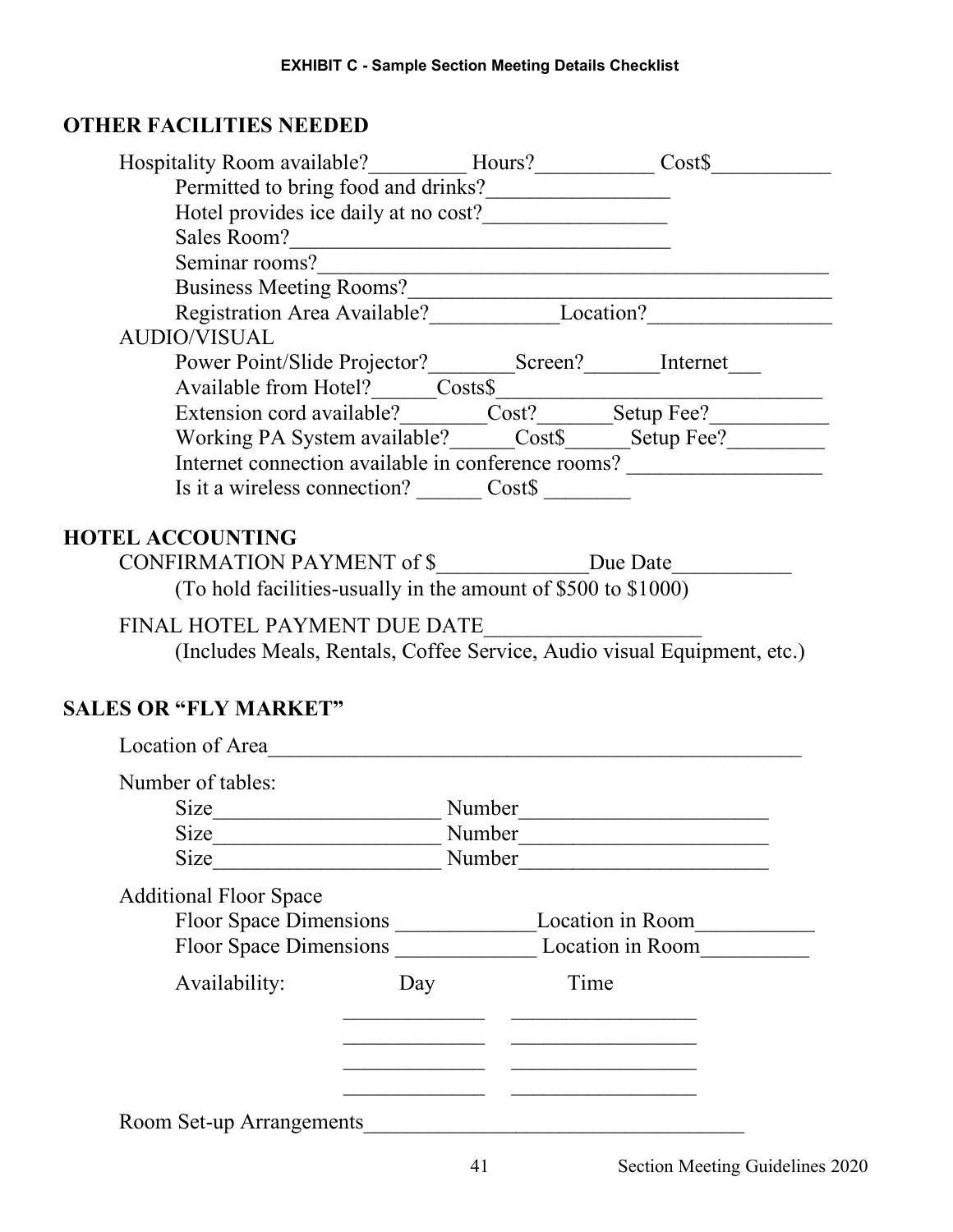**EXHIBIT C - Sample Section Meeting Details Checklist**

## OTHER FACILITIES NEEDED

Hospitality Room available?_________ Hours?___________ Cost$___________

- Permitted to bring food and drinks?_________________
- Hotel provides ice daily at no cost?_________________
- Sales Room?___________________________________
- Seminar rooms?_____________________________________________
- Business Meeting Rooms?______________________________________
- Registration Area Available?____________Location?_________________

AUDIO/VISUAL

- Power Point/Slide Projector?________Screen?_______Internet___
- Available from Hotel?______Costs$_______________________________
- Extension cord available?________Cost?_______Setup Fee?___________
- Working PA System available?______Cost$______Setup Fee?_________
- Internet connection available in conference rooms? __________________
- Is it a wireless connection? ______ Cost$ ________

## HOTEL ACCOUNTING

CONFIRMATION PAYMENT of $______________Due Date___________

(To hold facilities-usually in the amount of $500 to $1000)

FINAL HOTEL PAYMENT DUE DATE____________________

(Includes Meals, Rentals, Coffee Service, Audio visual Equipment, etc.)

## SALES OR "FLY MARKET"

Location of Area__________________________________________________

Number of tables:

- Size_____________________ Number_______________________
- Size_____________________ Number_______________________
- Size_____________________ Number_______________________

Additional Floor Space

- Floor Space Dimensions _____________Location in Room___________
- Floor Space Dimensions _____________ Location in Room__________

Availability:

| Day | Time |
|---|---|
| _____________ | _________________ |
| _____________ | _________________ |
| _____________ | _________________ |
| _____________ | _________________ |

Room Set-up Arrangements___________________________________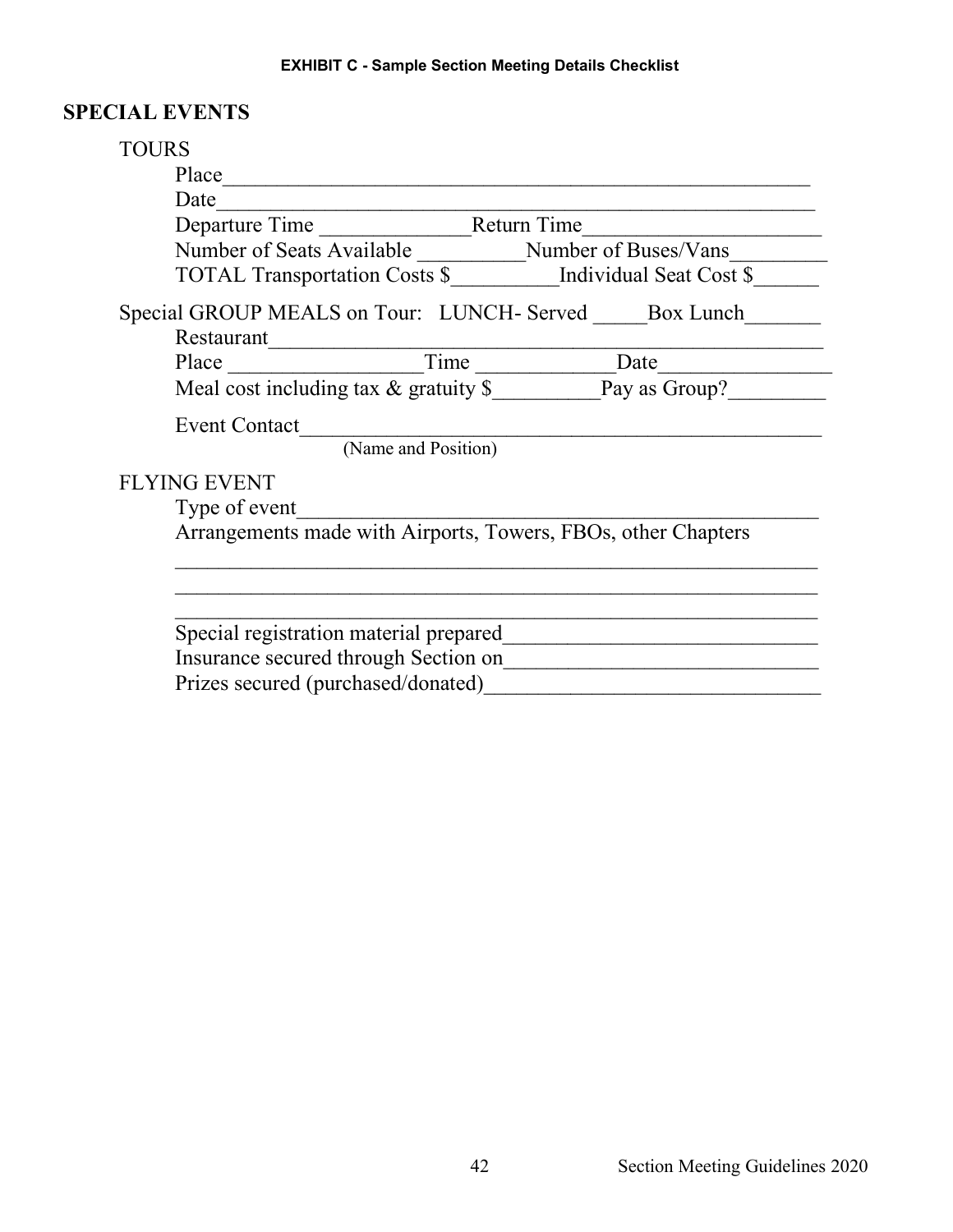**EXHIBIT C - Sample Section Meeting Details Checklist**

## SPECIAL EVENTS

### TOURS

Place_______________________________________________________

Date________________________________________________________

Departure Time ______________Return Time______________________

Number of Seats Available __________Number of Buses/Vans_________

TOTAL Transportation Costs $__________Individual Seat Cost $______

Special GROUP MEALS on Tour: LUNCH- Served _____Box Lunch_______

Restaurant___________________________________________________

Place __________________Time _____________Date________________

Meal cost including tax & gratuity $__________Pay as Group?_________

Event Contact_________________________________________________
(Name and Position)

### FLYING EVENT

Type of event_________________________________________________

Arrangements made with Airports, Towers, FBOs, other Chapters

_____________________________________________________________

_____________________________________________________________

_____________________________________________________________

Special registration material prepared_____________________________

Insurance secured through Section on_____________________________

Prizes secured (purchased/donated)_______________________________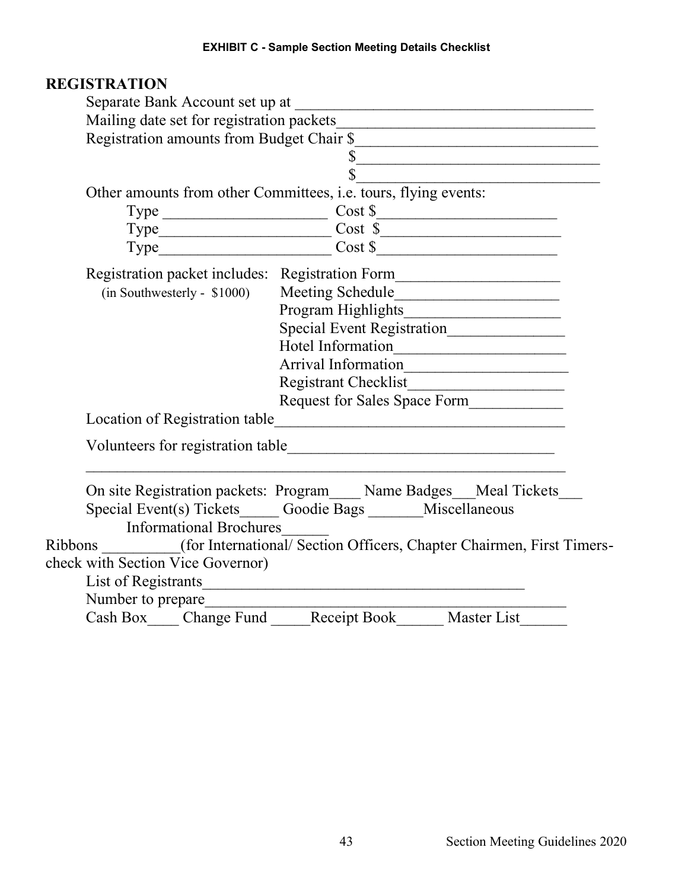**EXHIBIT C - Sample Section Meeting Details Checklist**

## REGISTRATION

Separate Bank Account set up at ______________________________________

Mailing date set for registration packets_________________________________

Registration amounts from Budget Chair $_______________________________

$_______________________________

$_______________________________

Other amounts from other Committees, i.e. tours, flying events:

Type ____________________ Cost $_______________________

Type_____________________ Cost $_______________________

Type_____________________ Cost $_______________________

Registration packet includes: (in Southwesterly - $1000)

- Registration Form____________________
- Meeting Schedule_____________________
- Program Highlights____________________
- Special Event Registration_______________
- Hotel Information______________________
- Arrival Information_____________________
- Registrant Checklist____________________
- Request for Sales Space Form____________

Location of Registration table____________________________________

Volunteers for registration table__________________________________

_____________________________________________________________

On site Registration packets: Program____ Name Badges___Meal Tickets___

Special Event(s) Tickets_____ Goodie Bags _______Miscellaneous

Informational Brochures______

Ribbons __________(for International/ Section Officers, Chapter Chairmen, First Timers-check with Section Vice Governor)

List of Registrants_________________________________________

Number to prepare__________________________________________

Cash Box____ Change Fund _____Receipt Book______ Master List______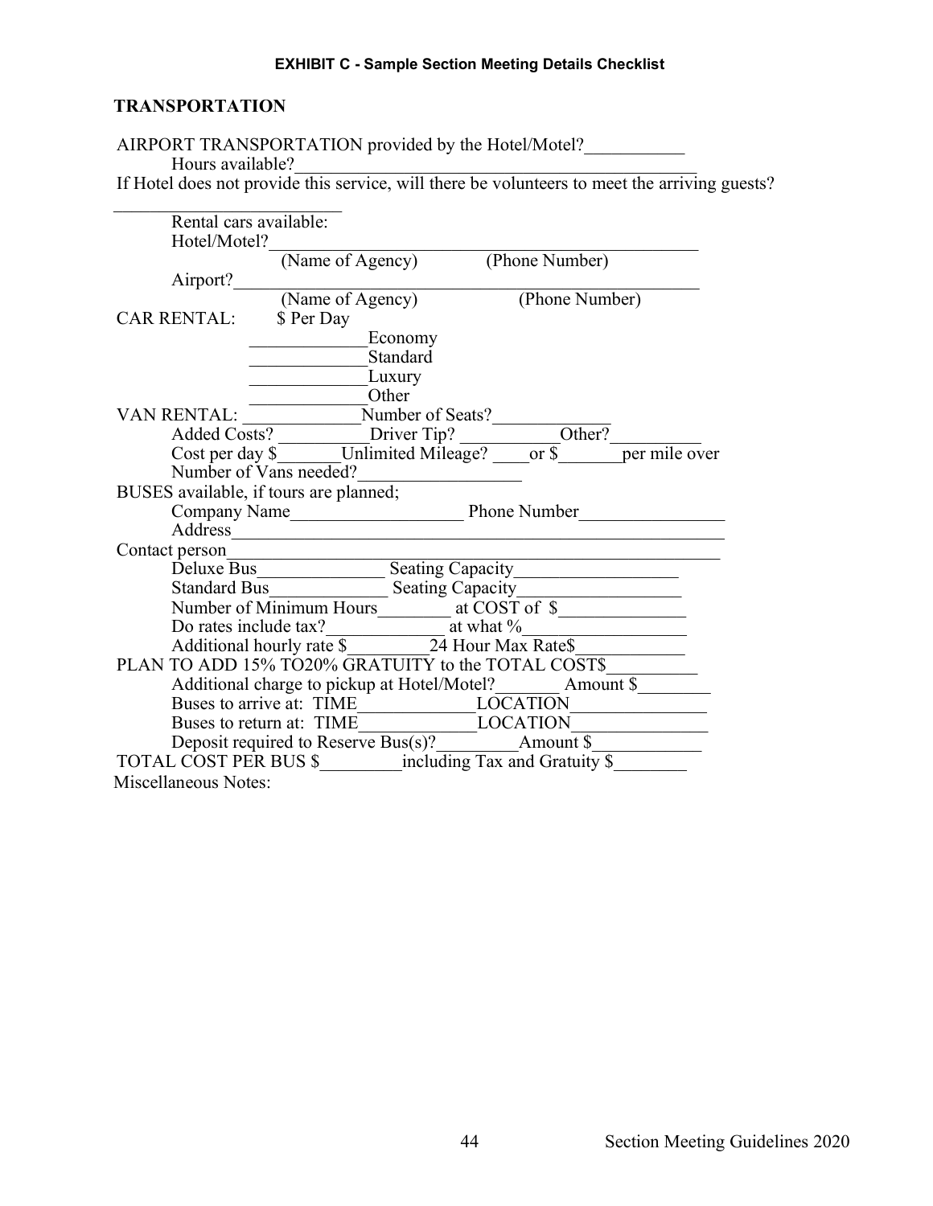**EXHIBIT C - Sample Section Meeting Details Checklist**

## TRANSPORTATION

AIRPORT TRANSPORTATION provided by the Hotel/Motel?___________

Hours available?_____________________________________________

If Hotel does not provide this service, will there be volunteers to meet the arriving guests?

_________________________

Rental cars available:

Hotel/Motel?_____________________________________________

(Name of Agency) (Phone Number)

Airport?_____________________________________________

(Name of Agency) (Phone Number)

CAR RENTAL: $ Per Day

_____________Economy

_____________Standard

_____________Luxury

_____________Other

VAN RENTAL: _____________Number of Seats?_____________

Added Costs? __________Driver Tip? ___________Other?__________

Cost per day $_______Unlimited Mileage? ____or $_______per mile over

Number of Vans needed?__________________

BUSES available, if tours are planned;

Company Name___________________ Phone Number________________

Address______________________________________________________

Contact person_________________________________________________

Deluxe Bus______________ Seating Capacity__________________

Standard Bus_____________ Seating Capacity__________________

Number of Minimum Hours________ at COST of $______________

Do rates include tax?____________ at what %_________________

Additional hourly rate $_________24 Hour Max Rate$____________

PLAN TO ADD 15% TO20% GRATUITY to the TOTAL COST$__________

Additional charge to pickup at Hotel/Motel?_______ Amount $________

Buses to arrive at: TIME_____________LOCATION_______________

Buses to return at: TIME_____________LOCATION_______________

Deposit required to Reserve Bus(s)?_________Amount $____________

TOTAL COST PER BUS $_________including Tax and Gratuity $________

Miscellaneous Notes: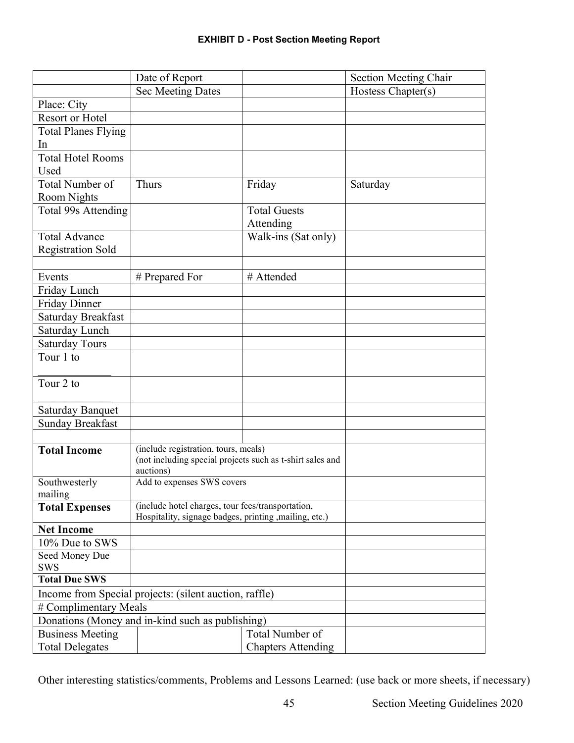**EXHIBIT D - Post Section Meeting Report**

| | Date of Report | | Section Meeting Chair |
|---|---|---|---|
| | Sec Meeting Dates | | Hostess Chapter(s) |
| Place: City | | | |
| Resort or Hotel | | | |
| Total Planes Flying In | | | |
| Total Hotel Rooms Used | | | |
| Total Number of Room Nights | Thurs | Friday | Saturday |
| Total 99s Attending | | Total Guests Attending | |
| Total Advance Registration Sold | | Walk-ins (Sat only) | |
| | | | |
| Events | # Prepared For | # Attended | |
| Friday Lunch | | | |
| Friday Dinner | | | |
| Saturday Breakfast | | | |
| Saturday Lunch | | | |
| Saturday Tours | | | |
| Tour 1 to ______________ | | | |
| Tour 2 to ______________ | | | |
| Saturday Banquet | | | |
| Sunday Breakfast | | | |
| | | | |
| **Total Income** | (include registration, tours, meals) (not including special projects such as t-shirt sales and auctions) | | |
| Southwesterly mailing | Add to expenses SWS covers | | |
| **Total Expenses** | (include hotel charges, tour fees/transportation, Hospitality, signage badges, printing ,mailing, etc.) | | |
| **Net Income** | | | |
| 10% Due to SWS | | | |
| Seed Money Due SWS | | | |
| **Total Due SWS** | | | |
| Income from Special projects: (silent auction, raffle) | | | |
| # Complimentary Meals | | | |
| Donations (Money and in-kind such as publishing) | | | |
| Business Meeting Total Delegates | | Total Number of Chapters Attending | |

Other interesting statistics/comments, Problems and Lessons Learned: (use back or more sheets, if necessary)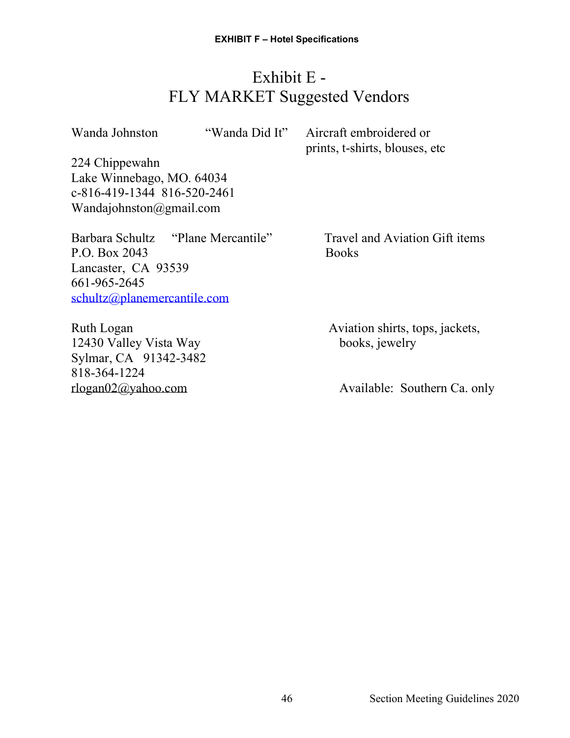# Exhibit E - FLY MARKET Suggested Vendors

Wanda Johnston "Wanda Did It" Aircraft embroidered or prints, t-shirts, blouses, etc

224 Chippewahn
Lake Winnebago, MO. 64034
c-816-419-1344 816-520-2461
Wandajohnston@gmail.com

Barbara Schultz "Plane Mercantile" Travel and Aviation Gift items Books

P.O. Box 2043
Lancaster, CA 93539
661-965-2645
schultz@planemercantile.com

Ruth Logan Aviation shirts, tops, jackets, books, jewelry

12430 Valley Vista Way
Sylmar, CA 91342-3482
818-364-1224
rlogan02@yahoo.com

Available: Southern Ca. only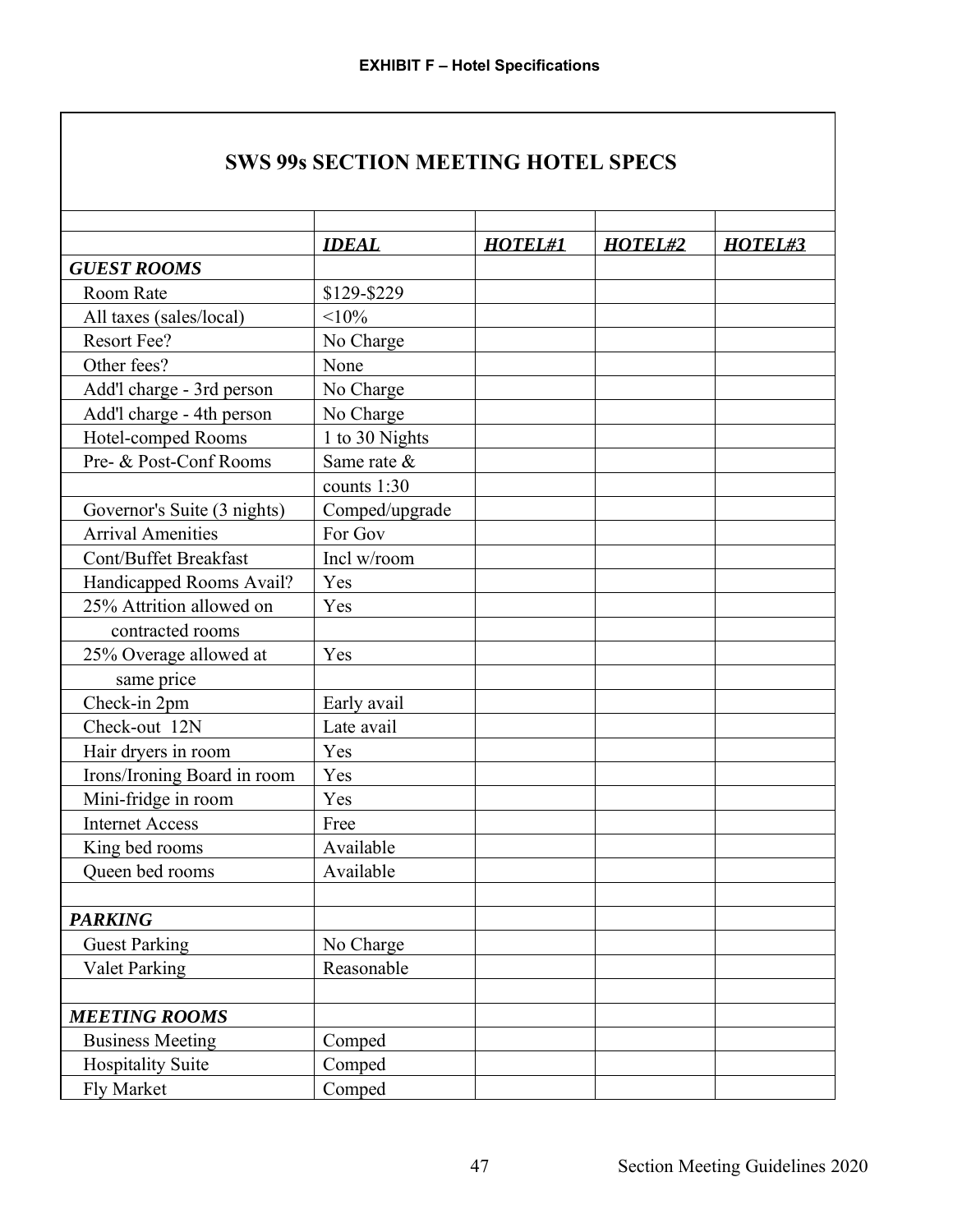**EXHIBIT F – Hotel Specifications**

## SWS 99s SECTION MEETING HOTEL SPECS

| | ***IDEAL*** | ***HOTEL#1*** | ***HOTEL#2*** | ***HOTEL#3*** |
|---|---|---|---|---|
| ***GUEST ROOMS*** | | | | |
| Room Rate | $129-$229 | | | |
| All taxes (sales/local) | <10% | | | |
| Resort Fee? | No Charge | | | |
| Other fees? | None | | | |
| Add'l charge - 3rd person | No Charge | | | |
| Add'l charge - 4th person | No Charge | | | |
| Hotel-comped Rooms | 1 to 30 Nights | | | |
| Pre- & Post-Conf Rooms | Same rate & | | | |
| | counts 1:30 | | | |
| Governor's Suite (3 nights) | Comped/upgrade | | | |
| Arrival Amenities | For Gov | | | |
| Cont/Buffet Breakfast | Incl w/room | | | |
| Handicapped Rooms Avail? | Yes | | | |
| 25% Attrition allowed on | Yes | | | |
| contracted rooms | | | | |
| 25% Overage allowed at | Yes | | | |
| same price | | | | |
| Check-in 2pm | Early avail | | | |
| Check-out 12N | Late avail | | | |
| Hair dryers in room | Yes | | | |
| Irons/Ironing Board in room | Yes | | | |
| Mini-fridge in room | Yes | | | |
| Internet Access | Free | | | |
| King bed rooms | Available | | | |
| Queen bed rooms | Available | | | |
| | | | | |
| ***PARKING*** | | | | |
| Guest Parking | No Charge | | | |
| Valet Parking | Reasonable | | | |
| | | | | |
| ***MEETING ROOMS*** | | | | |
| Business Meeting | Comped | | | |
| Hospitality Suite | Comped | | | |
| Fly Market | Comped | | | |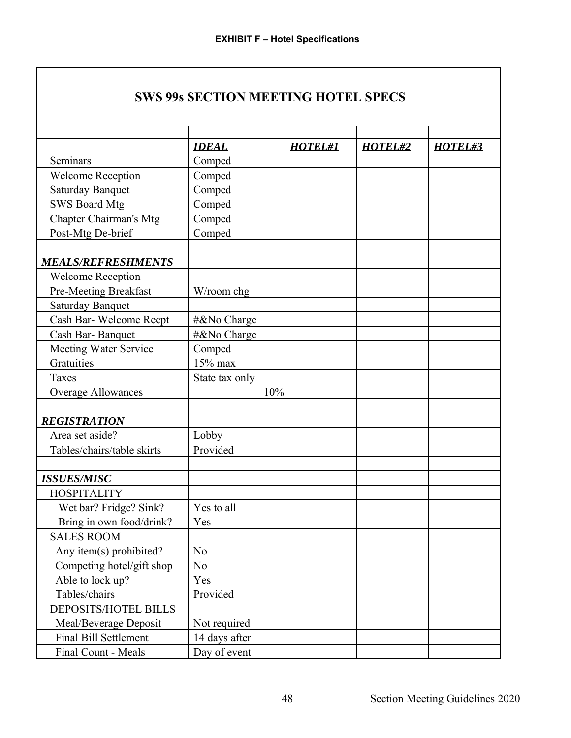**EXHIBIT F – Hotel Specifications**

## SWS 99s SECTION MEETING HOTEL SPECS

| | ***IDEAL*** | ***HOTEL#1*** | ***HOTEL#2*** | ***HOTEL#3*** |
|---|---|---|---|---|
| Seminars | Comped | | | |
| Welcome Reception | Comped | | | |
| Saturday Banquet | Comped | | | |
| SWS Board Mtg | Comped | | | |
| Chapter Chairman's Mtg | Comped | | | |
| Post-Mtg De-brief | Comped | | | |
| | | | | |
| ***MEALS/REFRESHMENTS*** | | | | |
| Welcome Reception | | | | |
| Pre-Meeting Breakfast | W/room chg | | | |
| Saturday Banquet | | | | |
| Cash Bar- Welcome Recpt | #&No Charge | | | |
| Cash Bar- Banquet | #&No Charge | | | |
| Meeting Water Service | Comped | | | |
| Gratuities | 15% max | | | |
| Taxes | State tax only | | | |
| Overage Allowances | 10% | | | |
| | | | | |
| ***REGISTRATION*** | | | | |
| Area set aside? | Lobby | | | |
| Tables/chairs/table skirts | Provided | | | |
| | | | | |
| ***ISSUES/MISC*** | | | | |
| HOSPITALITY | | | | |
| Wet bar? Fridge? Sink? | Yes to all | | | |
| Bring in own food/drink? | Yes | | | |
| SALES ROOM | | | | |
| Any item(s) prohibited? | No | | | |
| Competing hotel/gift shop | No | | | |
| Able to lock up? | Yes | | | |
| Tables/chairs | Provided | | | |
| DEPOSITS/HOTEL BILLS | | | | |
| Meal/Beverage Deposit | Not required | | | |
| Final Bill Settlement | 14 days after | | | |
| Final Count - Meals | Day of event | | | |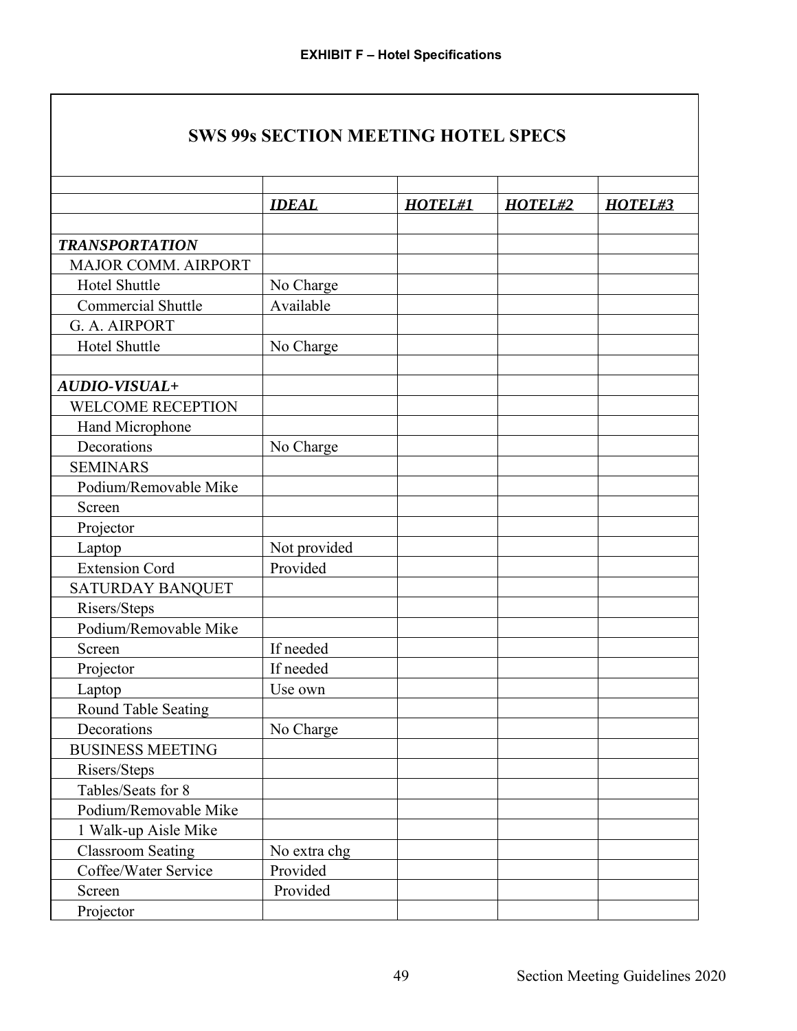**EXHIBIT F – Hotel Specifications**

## SWS 99s SECTION MEETING HOTEL SPECS

| | ***IDEAL*** | ***HOTEL#1*** | ***HOTEL#2*** | ***HOTEL#3*** |
|---|---|---|---|---|
| | | | | |
| ***TRANSPORTATION*** | | | | |
| MAJOR COMM. AIRPORT | | | | |
| Hotel Shuttle | No Charge | | | |
| Commercial Shuttle | Available | | | |
| G. A. AIRPORT | | | | |
| Hotel Shuttle | No Charge | | | |
| | | | | |
| ***AUDIO-VISUAL+*** | | | | |
| WELCOME RECEPTION | | | | |
| Hand Microphone | | | | |
| Decorations | No Charge | | | |
| SEMINARS | | | | |
| Podium/Removable Mike | | | | |
| Screen | | | | |
| Projector | | | | |
| Laptop | Not provided | | | |
| Extension Cord | Provided | | | |
| SATURDAY BANQUET | | | | |
| Risers/Steps | | | | |
| Podium/Removable Mike | | | | |
| Screen | If needed | | | |
| Projector | If needed | | | |
| Laptop | Use own | | | |
| Round Table Seating | | | | |
| Decorations | No Charge | | | |
| BUSINESS MEETING | | | | |
| Risers/Steps | | | | |
| Tables/Seats for 8 | | | | |
| Podium/Removable Mike | | | | |
| 1 Walk-up Aisle Mike | | | | |
| Classroom Seating | No extra chg | | | |
| Coffee/Water Service | Provided | | | |
| Screen | Provided | | | |
| Projector | | | | |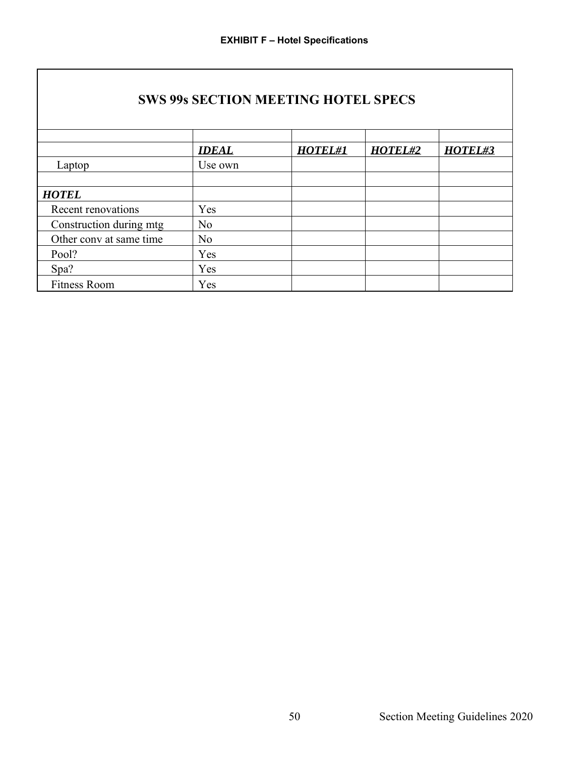**EXHIBIT F – Hotel Specifications**

## SWS 99s SECTION MEETING HOTEL SPECS

| | | | | |
|---|---|---|---|---|
| | ***IDEAL*** | ***HOTEL#1*** | ***HOTEL#2*** | ***HOTEL#3*** |
| Laptop | Use own | | | |
| | | | | |
| ***HOTEL*** | | | | |
| Recent renovations | Yes | | | |
| Construction during mtg | No | | | |
| Other conv at same time | No | | | |
| Pool? | Yes | | | |
| Spa? | Yes | | | |
| Fitness Room | Yes | | | |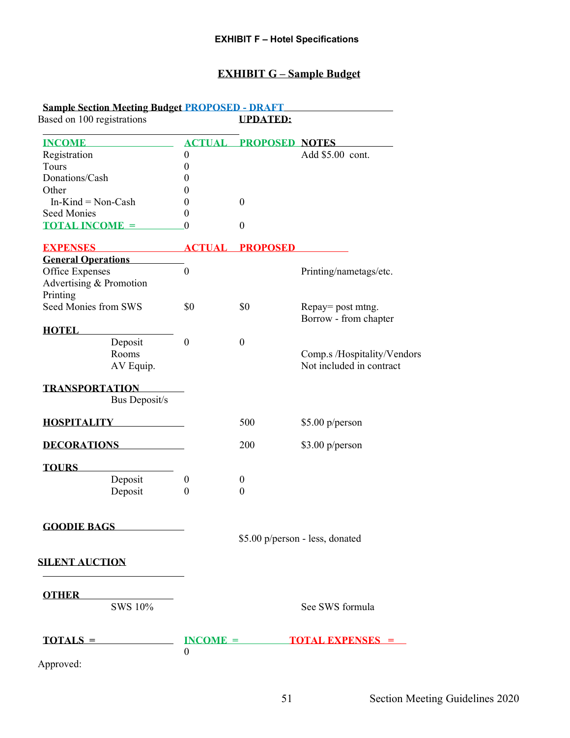**EXHIBIT F – Hotel Specifications**

## EXHIBIT G – Sample Budget

**Sample Section Meeting Budget PROPOSED - DRAFT**

Based on 100 registrations **UPDATED:**

| INCOME | ACTUAL | PROPOSED | NOTES |
|---|---|---|---|
| Registration | 0 | | Add $5.00 cont. |
| Tours | 0 | | |
| Donations/Cash | 0 | | |
| Other | 0 | | |
| In-Kind = Non-Cash | 0 | 0 | |
| Seed Monies | 0 | | |
| **TOTAL INCOME =** | 0 | 0 | |

| EXPENSES | ACTUAL | PROPOSED | NOTES |
|---|---|---|---|
| **General Operations** | | | |
| Office Expenses | 0 | | Printing/nametags/etc. |
| Advertising & Promotion | | | |
| Printing | | | |
| Seed Monies from SWS | $0 | $0 | Repay= post mtng. Borrow - from chapter |
| **HOTEL** | | | |
| Deposit | 0 | 0 | |
| Rooms | | | Comp.s /Hospitality/Vendors |
| AV Equip. | | | Not included in contract |
| **TRANSPORTATION** | | | |
| Bus Deposit/s | | | |
| **HOSPITALITY** | | 500 | $5.00 p/person |
| **DECORATIONS** | | 200 | $3.00 p/person |
| **TOURS** | | | |
| Deposit | 0 | 0 | |
| Deposit | 0 | 0 | |
| **GOODIE BAGS** | | $5.00 p/person - less, donated | |
| **SILENT AUCTION** | | | |
| **OTHER** | | | |
| SWS 10% | | | See SWS formula |

**TOTALS =** **INCOME =** 0 **TOTAL EXPENSES =**

Approved: